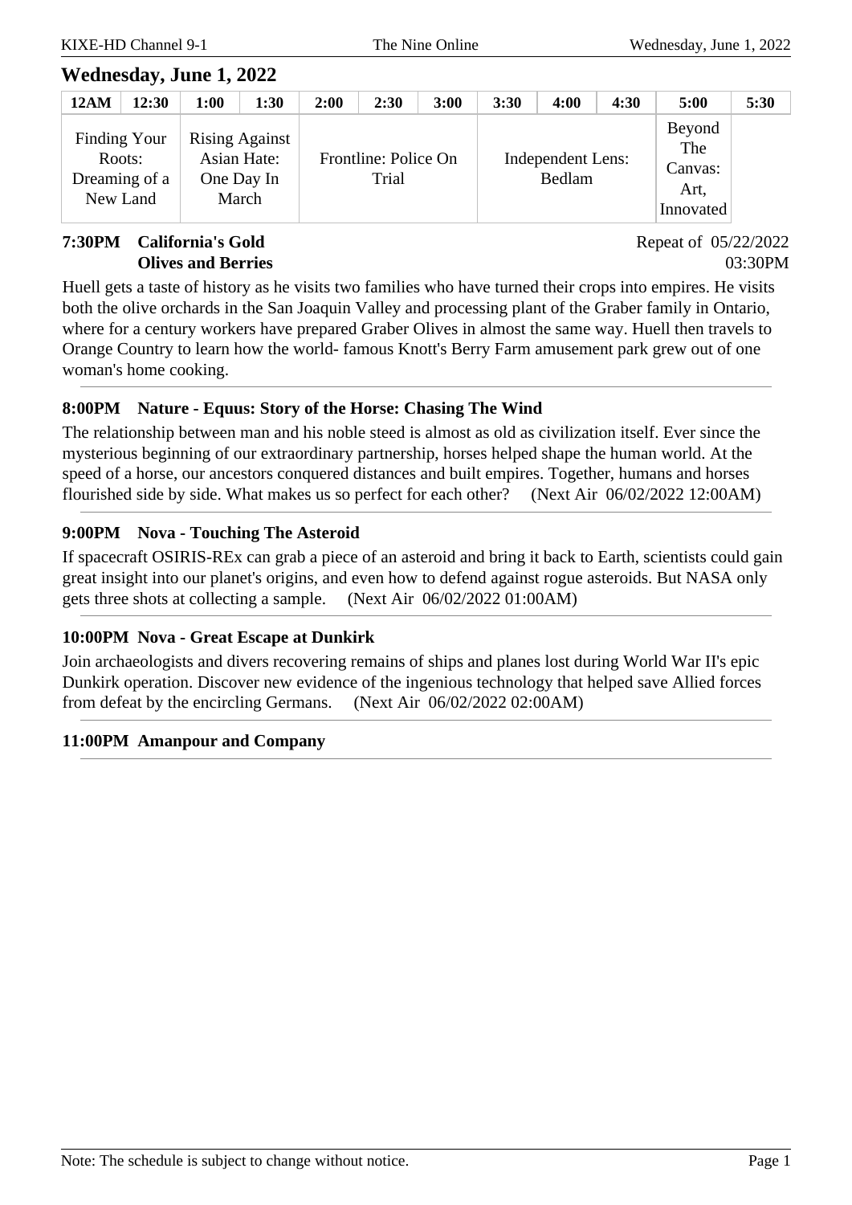## Wednesday, June 1, 2022

| 12AM | 12:30 | 1:00 | 1:30 | 2:00 | 2:30 | 3:00 | 3:30 | 4:00 | 4:30 | 5:00 | 5:30 |
|---|---|---|---|---|---|---|---|---|---|---|---|
| Finding Your Roots: Dreaming of a New Land | | Rising Against Asian Hate: One Day In March | | Frontline: Police On Trial | | | Independent Lens: Bedlam | | | Beyond The Canvas: Art, Innovated | |

**7:30PM California's Gold**
**Olives and Berries**

Repeat of 05/22/2022 03:30PM

Huell gets a taste of history as he visits two families who have turned their crops into empires. He visits both the olive orchards in the San Joaquin Valley and processing plant of the Graber family in Ontario, where for a century workers have prepared Graber Olives in almost the same way. Huell then travels to Orange Country to learn how the world- famous Knott's Berry Farm amusement park grew out of one woman's home cooking.

---

**8:00PM Nature - Equus: Story of the Horse: Chasing The Wind**

The relationship between man and his noble steed is almost as old as civilization itself. Ever since the mysterious beginning of our extraordinary partnership, horses helped shape the human world. At the speed of a horse, our ancestors conquered distances and built empires. Together, humans and horses flourished side by side. What makes us so perfect for each other? (Next Air 06/02/2022 12:00AM)

---

**9:00PM Nova - Touching The Asteroid**

If spacecraft OSIRIS-REx can grab a piece of an asteroid and bring it back to Earth, scientists could gain great insight into our planet's origins, and even how to defend against rogue asteroids. But NASA only gets three shots at collecting a sample. (Next Air 06/02/2022 01:00AM)

---

**10:00PM Nova - Great Escape at Dunkirk**

Join archaeologists and divers recovering remains of ships and planes lost during World War II's epic Dunkirk operation. Discover new evidence of the ingenious technology that helped save Allied forces from defeat by the encircling Germans. (Next Air 06/02/2022 02:00AM)

---

**11:00PM Amanpour and Company**

---

Note: The schedule is subject to change without notice.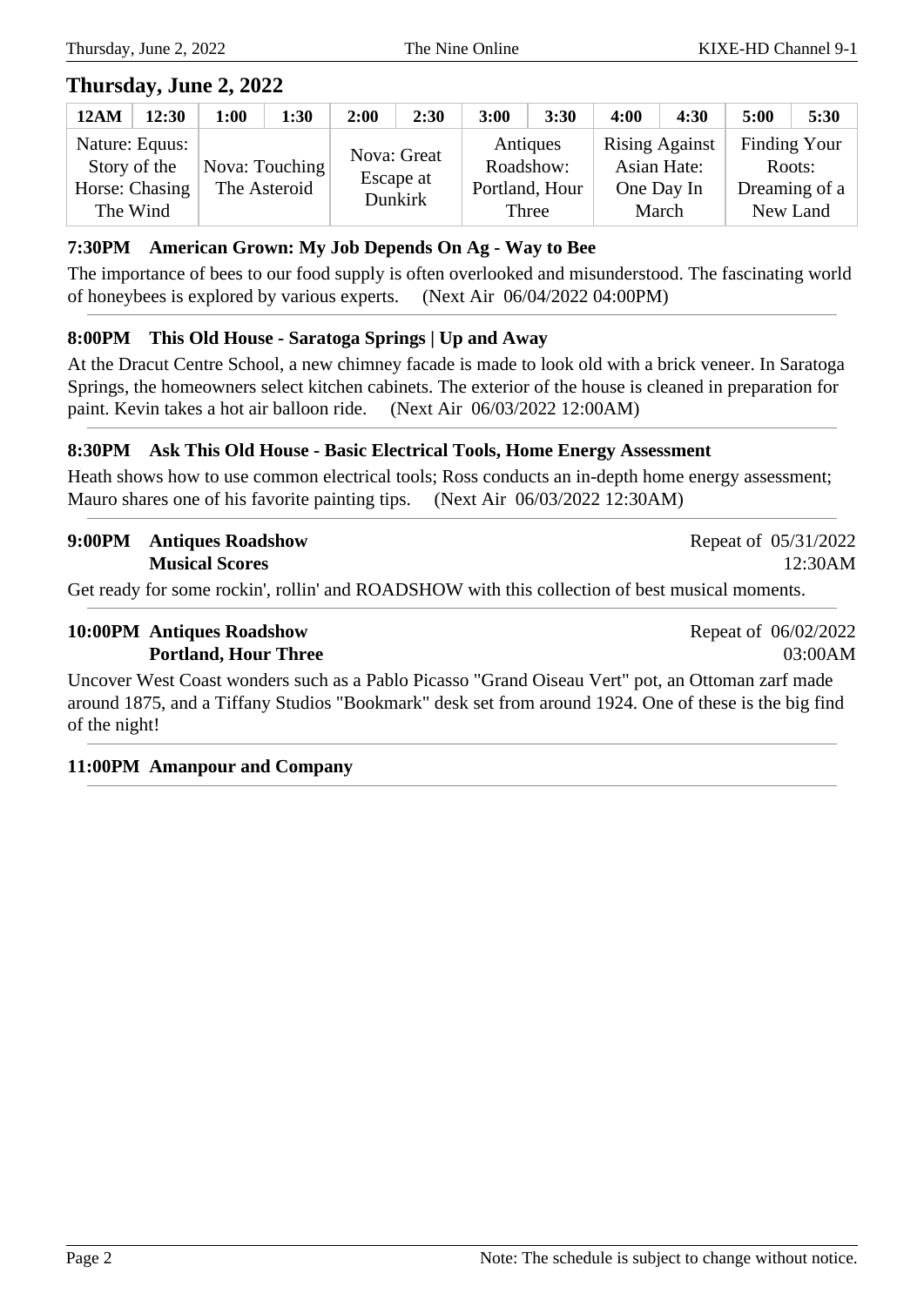## Thursday, June 2, 2022

| 12AM | 12:30 | 1:00 | 1:30 | 2:00 | 2:30 | 3:00 | 3:30 | 4:00 | 4:30 | 5:00 | 5:30 |
|---|---|---|---|---|---|---|---|---|---|---|---|
| Nature: Equus: Story of the Horse: Chasing The Wind | | Nova: Touching The Asteroid | | Nova: Great Escape at Dunkirk | | Antiques Roadshow: Portland, Hour Three | | Rising Against Asian Hate: One Day In March | | Finding Your Roots: Dreaming of a New Land | |

**7:30PM American Grown: My Job Depends On Ag - Way to Bee**

The importance of bees to our food supply is often overlooked and misunderstood. The fascinating world of honeybees is explored by various experts. (Next Air 06/04/2022 04:00PM)

**8:00PM This Old House - Saratoga Springs | Up and Away**

At the Dracut Centre School, a new chimney facade is made to look old with a brick veneer. In Saratoga Springs, the homeowners select kitchen cabinets. The exterior of the house is cleaned in preparation for paint. Kevin takes a hot air balloon ride. (Next Air 06/03/2022 12:00AM)

**8:30PM Ask This Old House - Basic Electrical Tools, Home Energy Assessment**

Heath shows how to use common electrical tools; Ross conducts an in-depth home energy assessment; Mauro shares one of his favorite painting tips. (Next Air 06/03/2022 12:30AM)

**9:00PM Antiques Roadshow**
**Musical Scores**

Repeat of 05/31/2022 12:30AM

Get ready for some rockin', rollin' and ROADSHOW with this collection of best musical moments.

**10:00PM Antiques Roadshow**
**Portland, Hour Three**

Repeat of 06/02/2022 03:00AM

Uncover West Coast wonders such as a Pablo Picasso "Grand Oiseau Vert" pot, an Ottoman zarf made around 1875, and a Tiffany Studios "Bookmark" desk set from around 1924. One of these is the big find of the night!

**11:00PM Amanpour and Company**

Note: The schedule is subject to change without notice.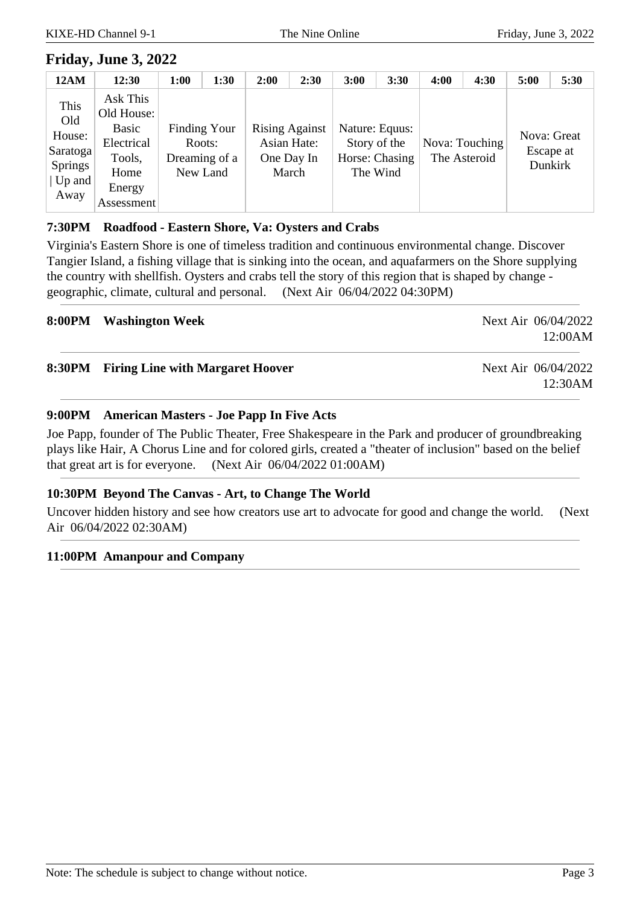## Friday, June 3, 2022

| 12AM | 12:30 | 1:00 | 1:30 | 2:00 | 2:30 | 3:00 | 3:30 | 4:00 | 4:30 | 5:00 | 5:30 |
|---|---|---|---|---|---|---|---|---|---|---|---|
| This Old House: Saratoga Springs \| Up and Away | Ask This Old House: Basic Electrical Tools, Home Energy Assessment | Finding Your Roots: Dreaming of a New Land | | Rising Against Asian Hate: One Day In March | | Nature: Equus: Story of the Horse: Chasing The Wind | | Nova: Touching The Asteroid | | Nova: Great Escape at Dunkirk | |

**7:30PM Roadfood - Eastern Shore, Va: Oysters and Crabs**

Virginia's Eastern Shore is one of timeless tradition and continuous environmental change. Discover Tangier Island, a fishing village that is sinking into the ocean, and aquafarmers on the Shore supplying the country with shellfish. Oysters and crabs tell the story of this region that is shaped by change - geographic, climate, cultural and personal. (Next Air 06/04/2022 04:30PM)

---

**8:00PM Washington Week** Next Air 06/04/2022 12:00AM

---

**8:30PM Firing Line with Margaret Hoover** Next Air 06/04/2022 12:30AM

---

**9:00PM American Masters - Joe Papp In Five Acts**

Joe Papp, founder of The Public Theater, Free Shakespeare in the Park and producer of groundbreaking plays like Hair, A Chorus Line and for colored girls, created a "theater of inclusion" based on the belief that great art is for everyone. (Next Air 06/04/2022 01:00AM)

---

**10:30PM Beyond The Canvas - Art, to Change The World**

Uncover hidden history and see how creators use art to advocate for good and change the world. (Next Air 06/04/2022 02:30AM)

---

**11:00PM Amanpour and Company**

---

Note: The schedule is subject to change without notice.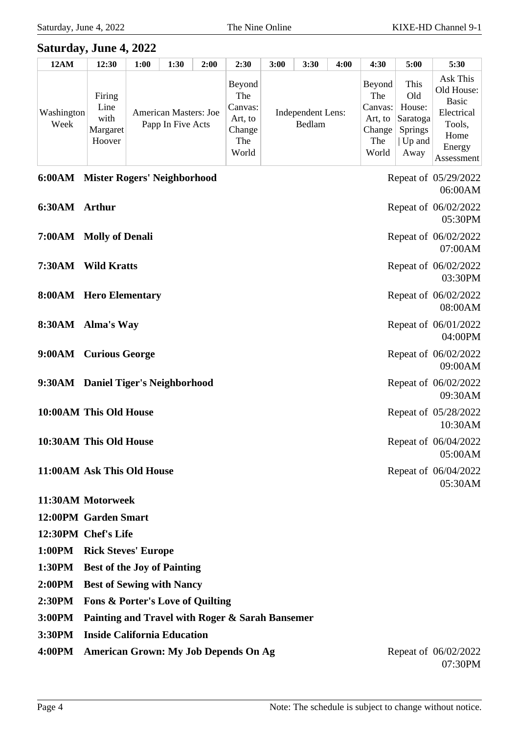## Saturday, June 4, 2022

| 12AM | 12:30 | 1:00 | 1:30 | 2:00 | 2:30 | 3:00 | 3:30 | 4:00 | 4:30 | 5:00 | 5:30 |
|---|---|---|---|---|---|---|---|---|---|---|---|
| Washington Week | Firing Line with Margaret Hoover | American Masters: Joe Papp In Five Acts | | | Beyond The Canvas: Art, to Change The World | Independent Lens: Bedlam | | | Beyond The Canvas: Art, to Change The World | This Old House: Saratoga Springs \| Up and Away | Ask This Old House: Basic Electrical Tools, Home Energy Assessment |

**6:00AM Mister Rogers' Neighborhood** — Repeat of 05/29/2022 06:00AM

**6:30AM Arthur** — Repeat of 06/02/2022 05:30PM

**7:00AM Molly of Denali** — Repeat of 06/02/2022 07:00AM

**7:30AM Wild Kratts** — Repeat of 06/02/2022 03:30PM

**8:00AM Hero Elementary** — Repeat of 06/02/2022 08:00AM

**8:30AM Alma's Way** — Repeat of 06/01/2022 04:00PM

**9:00AM Curious George** — Repeat of 06/02/2022 09:00AM

**9:30AM Daniel Tiger's Neighborhood** — Repeat of 06/02/2022 09:30AM

**10:00AM This Old House** — Repeat of 05/28/2022 10:30AM

**10:30AM This Old House** — Repeat of 06/04/2022 05:00AM

**11:00AM Ask This Old House** — Repeat of 06/04/2022 05:30AM

**11:30AM Motorweek**

**12:00PM Garden Smart**

**12:30PM Chef's Life**

**1:00PM Rick Steves' Europe**

**1:30PM Best of the Joy of Painting**

**2:00PM Best of Sewing with Nancy**

**2:30PM Fons & Porter's Love of Quilting**

**3:00PM Painting and Travel with Roger & Sarah Bansemer**

**3:30PM Inside California Education**

**4:00PM American Grown: My Job Depends On Ag** — Repeat of 06/02/2022 07:30PM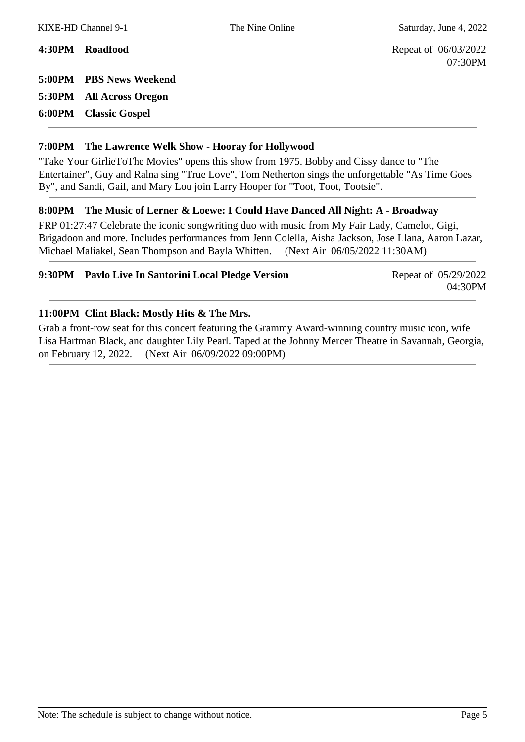**4:30PM Roadfood** Repeat of 06/03/2022 07:30PM

**5:00PM PBS News Weekend**

**5:30PM All Across Oregon**

**6:00PM Classic Gospel**

---

**7:00PM The Lawrence Welk Show - Hooray for Hollywood**

"Take Your GirlieToThe Movies" opens this show from 1975. Bobby and Cissy dance to "The Entertainer", Guy and Ralna sing "True Love", Tom Netherton sings the unforgettable "As Time Goes By", and Sandi, Gail, and Mary Lou join Larry Hooper for "Toot, Toot, Tootsie".

---

**8:00PM The Music of Lerner & Loewe: I Could Have Danced All Night: A - Broadway**

FRP 01:27:47 Celebrate the iconic songwriting duo with music from My Fair Lady, Camelot, Gigi, Brigadoon and more. Includes performances from Jenn Colella, Aisha Jackson, Jose Llana, Aaron Lazar, Michael Maliakel, Sean Thompson and Bayla Whitten. (Next Air 06/05/2022 11:30AM)

---

**9:30PM Pavlo Live In Santorini Local Pledge Version** Repeat of 05/29/2022 04:30PM

---

**11:00PM Clint Black: Mostly Hits & The Mrs.**

Grab a front-row seat for this concert featuring the Grammy Award-winning country music icon, wife Lisa Hartman Black, and daughter Lily Pearl. Taped at the Johnny Mercer Theatre in Savannah, Georgia, on February 12, 2022. (Next Air 06/09/2022 09:00PM)

---

Note: The schedule is subject to change without notice.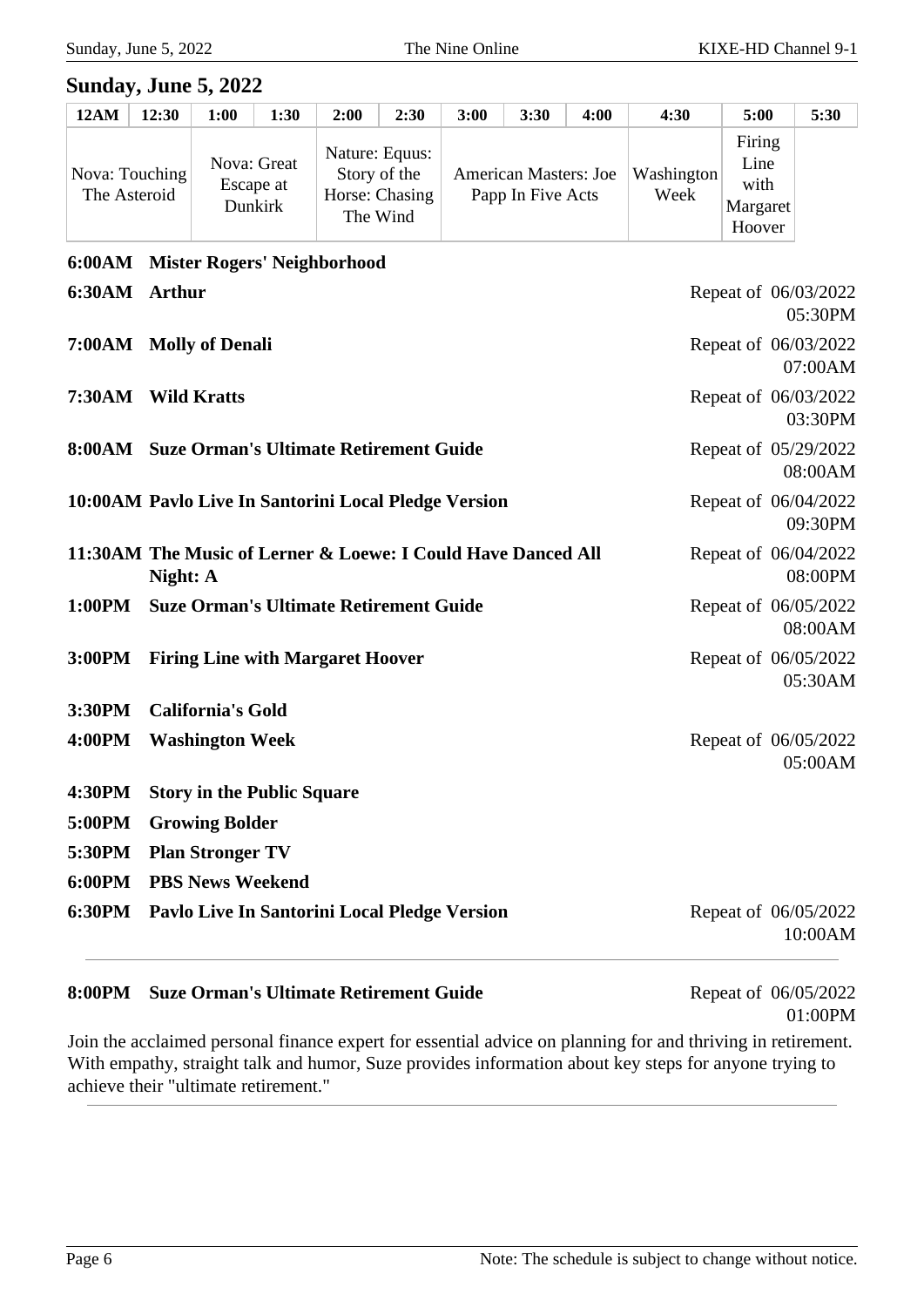## Sunday, June 5, 2022

| 12AM | 12:30 | 1:00 | 1:30 | 2:00 | 2:30 | 3:00 | 3:30 | 4:00 | 4:30 | 5:00 | 5:30 |
|---|---|---|---|---|---|---|---|---|---|---|---|
| Nova: Touching The Asteroid | | Nova: Great Escape at Dunkirk | | Nature: Equus: Story of the Horse: Chasing The Wind | | American Masters: Joe Papp In Five Acts | | | Washington Week | Firing Line with Margaret Hoover | |

**6:00AM Mister Rogers' Neighborhood**

**6:30AM Arthur** — Repeat of 06/03/2022 05:30PM

**7:00AM Molly of Denali** — Repeat of 06/03/2022 07:00AM

**7:30AM Wild Kratts** — Repeat of 06/03/2022 03:30PM

**8:00AM Suze Orman's Ultimate Retirement Guide** — Repeat of 05/29/2022 08:00AM

**10:00AM Pavlo Live In Santorini Local Pledge Version** — Repeat of 06/04/2022 09:30PM

**11:30AM The Music of Lerner & Loewe: I Could Have Danced All Night: A** — Repeat of 06/04/2022 08:00PM

**1:00PM Suze Orman's Ultimate Retirement Guide** — Repeat of 06/05/2022 08:00AM

**3:00PM Firing Line with Margaret Hoover** — Repeat of 06/05/2022 05:30AM

**3:30PM California's Gold**

**4:00PM Washington Week** — Repeat of 06/05/2022 05:00AM

**4:30PM Story in the Public Square**

**5:00PM Growing Bolder**

**5:30PM Plan Stronger TV**

**6:00PM PBS News Weekend**

**6:30PM Pavlo Live In Santorini Local Pledge Version** — Repeat of 06/05/2022 10:00AM

---

**8:00PM Suze Orman's Ultimate Retirement Guide** — Repeat of 06/05/2022 01:00PM

Join the acclaimed personal finance expert for essential advice on planning for and thriving in retirement. With empathy, straight talk and humor, Suze provides information about key steps for anyone trying to achieve their "ultimate retirement."

---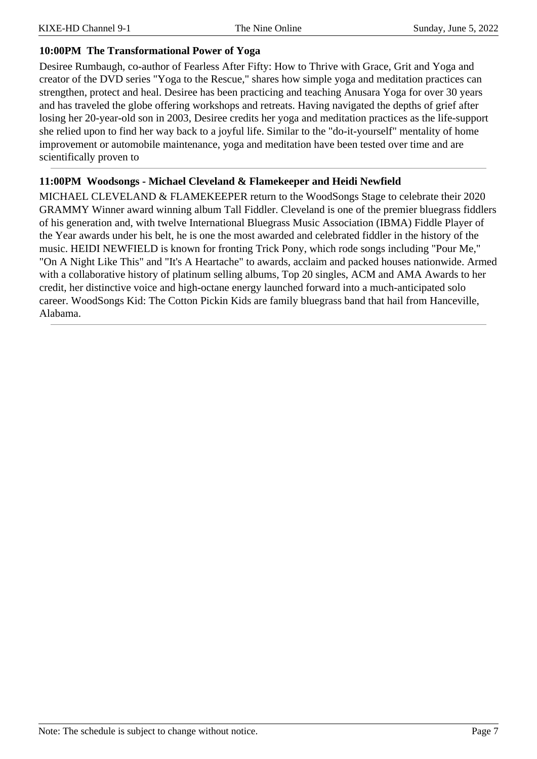### 10:00PM The Transformational Power of Yoga

Desiree Rumbaugh, co-author of Fearless After Fifty: How to Thrive with Grace, Grit and Yoga and creator of the DVD series "Yoga to the Rescue," shares how simple yoga and meditation practices can strengthen, protect and heal. Desiree has been practicing and teaching Anusara Yoga for over 30 years and has traveled the globe offering workshops and retreats. Having navigated the depths of grief after losing her 20-year-old son in 2003, Desiree credits her yoga and meditation practices as the life-support she relied upon to find her way back to a joyful life. Similar to the "do-it-yourself" mentality of home improvement or automobile maintenance, yoga and meditation have been tested over time and are scientifically proven to

---

### 11:00PM Woodsongs - Michael Cleveland & Flamekeeper and Heidi Newfield

MICHAEL CLEVELAND & FLAMEKEEPER return to the WoodSongs Stage to celebrate their 2020 GRAMMY Winner award winning album Tall Fiddler. Cleveland is one of the premier bluegrass fiddlers of his generation and, with twelve International Bluegrass Music Association (IBMA) Fiddle Player of the Year awards under his belt, he is one the most awarded and celebrated fiddler in the history of the music. HEIDI NEWFIELD is known for fronting Trick Pony, which rode songs including "Pour Me," "On A Night Like This" and "It's A Heartache" to awards, acclaim and packed houses nationwide. Armed with a collaborative history of platinum selling albums, Top 20 singles, ACM and AMA Awards to her credit, her distinctive voice and high-octane energy launched forward into a much-anticipated solo career. WoodSongs Kid: The Cotton Pickin Kids are family bluegrass band that hail from Hanceville, Alabama.

---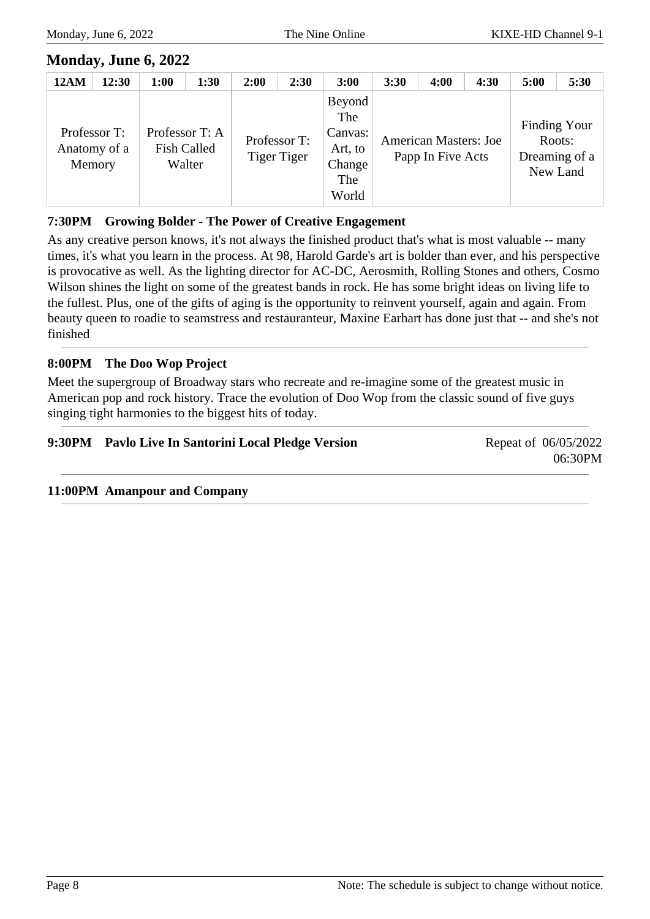## Monday, June 6, 2022

| 12AM | 12:30 | 1:00 | 1:30 | 2:00 | 2:30 | 3:00 | 3:30 | 4:00 | 4:30 | 5:00 | 5:30 |
|---|---|---|---|---|---|---|---|---|---|---|---|
| Professor T: Anatomy of a Memory | | Professor T: A Fish Called Walter | | Professor T: Tiger Tiger | | Beyond The Canvas: Art, to Change The World | American Masters: Joe Papp In Five Acts | | | Finding Your Roots: Dreaming of a New Land | |

**7:30PM Growing Bolder - The Power of Creative Engagement**

As any creative person knows, it's not always the finished product that's what is most valuable -- many times, it's what you learn in the process. At 98, Harold Garde's art is bolder than ever, and his perspective is provocative as well. As the lighting director for AC-DC, Aerosmith, Rolling Stones and others, Cosmo Wilson shines the light on some of the greatest bands in rock. He has some bright ideas on living life to the fullest. Plus, one of the gifts of aging is the opportunity to reinvent yourself, again and again. From beauty queen to roadie to seamstress and restauranteur, Maxine Earhart has done just that -- and she's not finished

---

**8:00PM The Doo Wop Project**

Meet the supergroup of Broadway stars who recreate and re-imagine some of the greatest music in American pop and rock history. Trace the evolution of Doo Wop from the classic sound of five guys singing tight harmonies to the biggest hits of today.

---

**9:30PM Pavlo Live In Santorini Local Pledge Version** — Repeat of 06/05/2022 06:30PM

---

**11:00PM Amanpour and Company**

---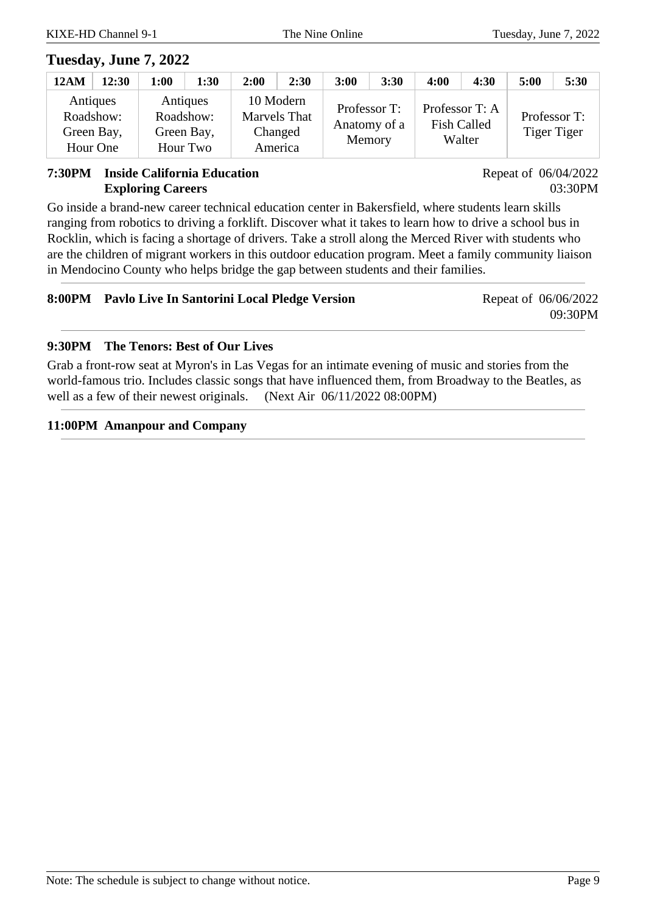## Tuesday, June 7, 2022

| 12AM | 12:30 | 1:00 | 1:30 | 2:00 | 2:30 | 3:00 | 3:30 | 4:00 | 4:30 | 5:00 | 5:30 |
|---|---|---|---|---|---|---|---|---|---|---|---|
| Antiques Roadshow: Green Bay, Hour One | | Antiques Roadshow: Green Bay, Hour Two | | 10 Modern Marvels That Changed America | | Professor T: Anatomy of a Memory | | Professor T: A Fish Called Walter | | Professor T: Tiger Tiger | |

**7:30PM Inside California Education**
**Exploring Careers**

Repeat of 06/04/2022 03:30PM

Go inside a brand-new career technical education center in Bakersfield, where students learn skills ranging from robotics to driving a forklift. Discover what it takes to learn how to drive a school bus in Rocklin, which is facing a shortage of drivers. Take a stroll along the Merced River with students who are the children of migrant workers in this outdoor education program. Meet a family community liaison in Mendocino County who helps bridge the gap between students and their families.

---

**8:00PM Pavlo Live In Santorini Local Pledge Version**

Repeat of 06/06/2022 09:30PM

---

**9:30PM The Tenors: Best of Our Lives**

Grab a front-row seat at Myron's in Las Vegas for an intimate evening of music and stories from the world-famous trio. Includes classic songs that have influenced them, from Broadway to the Beatles, as well as a few of their newest originals. (Next Air 06/11/2022 08:00PM)

---

**11:00PM Amanpour and Company**

---

Note: The schedule is subject to change without notice.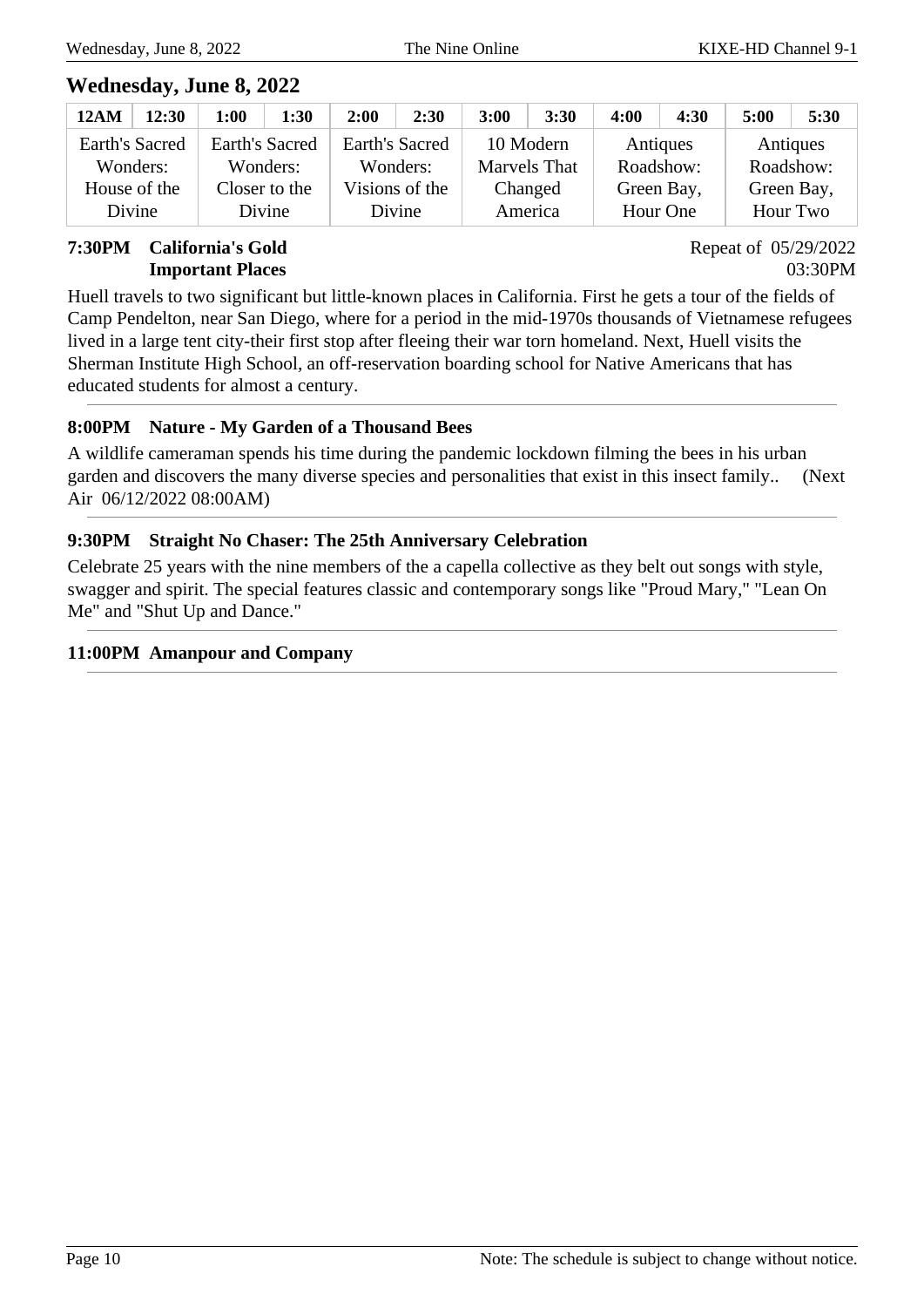## Wednesday, June 8, 2022

| 12AM | 12:30 | 1:00 | 1:30 | 2:00 | 2:30 | 3:00 | 3:30 | 4:00 | 4:30 | 5:00 | 5:30 |
|---|---|---|---|---|---|---|---|---|---|---|---|
| Earth's Sacred Wonders: House of the Divine | | Earth's Sacred Wonders: Closer to the Divine | | Earth's Sacred Wonders: Visions of the Divine | | 10 Modern Marvels That Changed America | | Antiques Roadshow: Green Bay, Hour One | | Antiques Roadshow: Green Bay, Hour Two | |

**7:30PM California's Gold Important Places**

Repeat of 05/29/2022 03:30PM

Huell travels to two significant but little-known places in California. First he gets a tour of the fields of Camp Pendelton, near San Diego, where for a period in the mid-1970s thousands of Vietnamese refugees lived in a large tent city-their first stop after fleeing their war torn homeland. Next, Huell visits the Sherman Institute High School, an off-reservation boarding school for Native Americans that has educated students for almost a century.

---

**8:00PM Nature - My Garden of a Thousand Bees**

A wildlife cameraman spends his time during the pandemic lockdown filming the bees in his urban garden and discovers the many diverse species and personalities that exist in this insect family.. (Next Air 06/12/2022 08:00AM)

---

**9:30PM Straight No Chaser: The 25th Anniversary Celebration**

Celebrate 25 years with the nine members of the a capella collective as they belt out songs with style, swagger and spirit. The special features classic and contemporary songs like "Proud Mary," "Lean On Me" and "Shut Up and Dance."

---

**11:00PM Amanpour and Company**

---

Note: The schedule is subject to change without notice.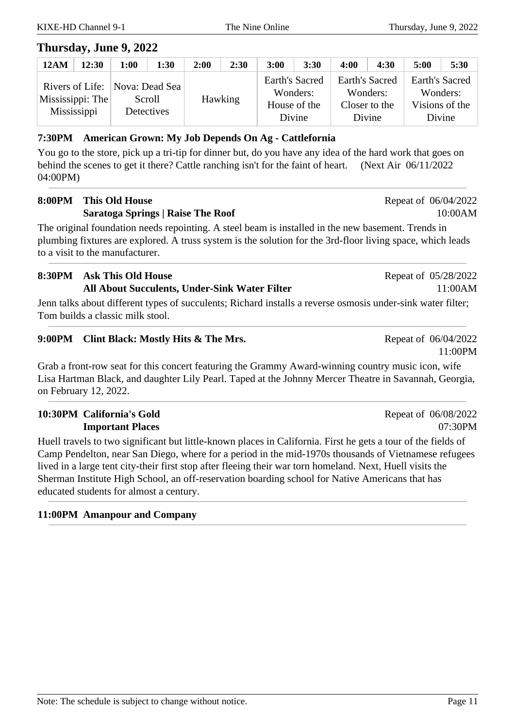## Thursday, June 9, 2022

| 12AM | 12:30 | 1:00 | 1:30 | 2:00 | 2:30 | 3:00 | 3:30 | 4:00 | 4:30 | 5:00 | 5:30 |
|---|---|---|---|---|---|---|---|---|---|---|---|
| Rivers of Life: Mississippi: The Mississippi | | Nova: Dead Sea Scroll Detectives | | Hawking | | Earth's Sacred Wonders: House of the Divine | | Earth's Sacred Wonders: Closer to the Divine | | Earth's Sacred Wonders: Visions of the Divine | |

**7:30PM American Grown: My Job Depends On Ag - Cattlefornia**

You go to the store, pick up a tri-tip for dinner but, do you have any idea of the hard work that goes on behind the scenes to get it there? Cattle ranching isn't for the faint of heart. (Next Air 06/11/2022 04:00PM)

---

**8:00PM This Old House**
**Saratoga Springs | Raise The Roof**

Repeat of 06/04/2022 10:00AM

The original foundation needs repointing. A steel beam is installed in the new basement. Trends in plumbing fixtures are explored. A truss system is the solution for the 3rd-floor living space, which leads to a visit to the manufacturer.

---

**8:30PM Ask This Old House**
**All About Succulents, Under-Sink Water Filter**

Repeat of 05/28/2022 11:00AM

Jenn talks about different types of succulents; Richard installs a reverse osmosis under-sink water filter; Tom builds a classic milk stool.

---

**9:00PM Clint Black: Mostly Hits & The Mrs.**

Repeat of 06/04/2022 11:00PM

Grab a front-row seat for this concert featuring the Grammy Award-winning country music icon, wife Lisa Hartman Black, and daughter Lily Pearl. Taped at the Johnny Mercer Theatre in Savannah, Georgia, on February 12, 2022.

---

**10:30PM California's Gold**
**Important Places**

Repeat of 06/08/2022 07:30PM

Huell travels to two significant but little-known places in California. First he gets a tour of the fields of Camp Pendelton, near San Diego, where for a period in the mid-1970s thousands of Vietnamese refugees lived in a large tent city-their first stop after fleeing their war torn homeland. Next, Huell visits the Sherman Institute High School, an off-reservation boarding school for Native Americans that has educated students for almost a century.

---

**11:00PM Amanpour and Company**

---

Note: The schedule is subject to change without notice.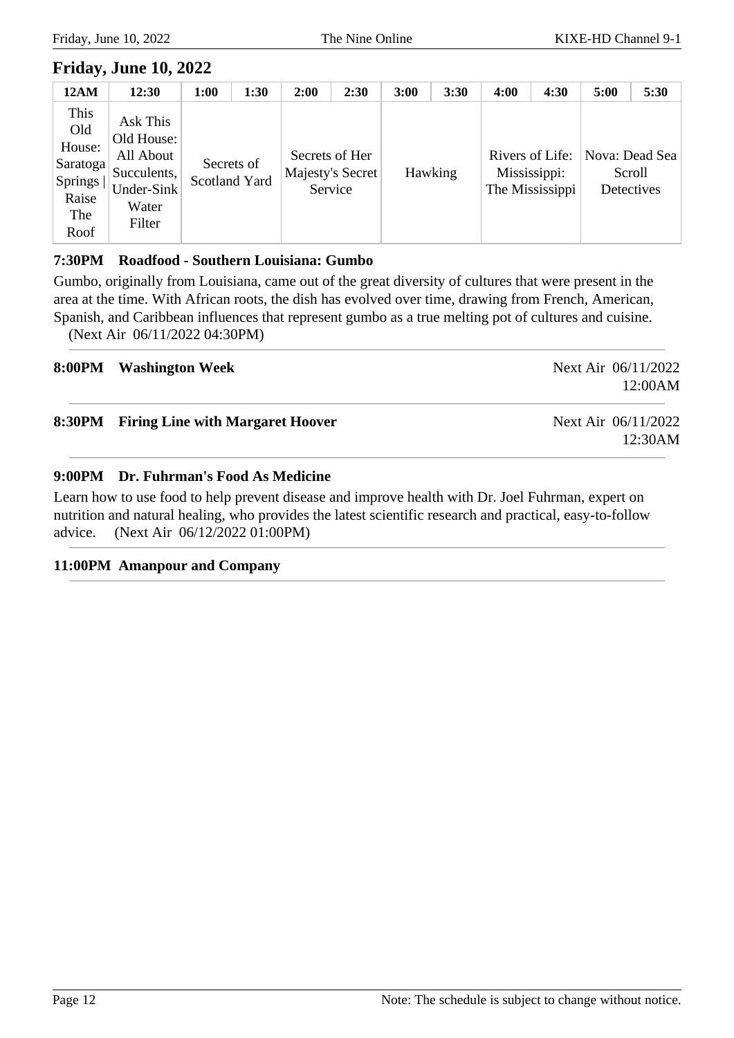## Friday, June 10, 2022

| 12AM | 12:30 | 1:00 | 1:30 | 2:00 | 2:30 | 3:00 | 3:30 | 4:00 | 4:30 | 5:00 | 5:30 |
|---|---|---|---|---|---|---|---|---|---|---|---|
| This Old House: Saratoga Springs \| Raise The Roof | Ask This Old House: All About Succulents, Under-Sink Water Filter | Secrets of Scotland Yard | | Secrets of Her Majesty's Secret Service | | Hawking | | Rivers of Life: Mississippi: The Mississippi | | Nova: Dead Sea Scroll Detectives | |

**7:30PM Roadfood - Southern Louisiana: Gumbo**

Gumbo, originally from Louisiana, came out of the great diversity of cultures that were present in the area at the time. With African roots, the dish has evolved over time, drawing from French, American, Spanish, and Caribbean influences that represent gumbo as a true melting pot of cultures and cuisine. (Next Air 06/11/2022 04:30PM)

**8:00PM Washington Week** Next Air 06/11/2022 12:00AM

**8:30PM Firing Line with Margaret Hoover** Next Air 06/11/2022 12:30AM

**9:00PM Dr. Fuhrman's Food As Medicine**

Learn how to use food to help prevent disease and improve health with Dr. Joel Fuhrman, expert on nutrition and natural healing, who provides the latest scientific research and practical, easy-to-follow advice. (Next Air 06/12/2022 01:00PM)

**11:00PM Amanpour and Company**

Note: The schedule is subject to change without notice.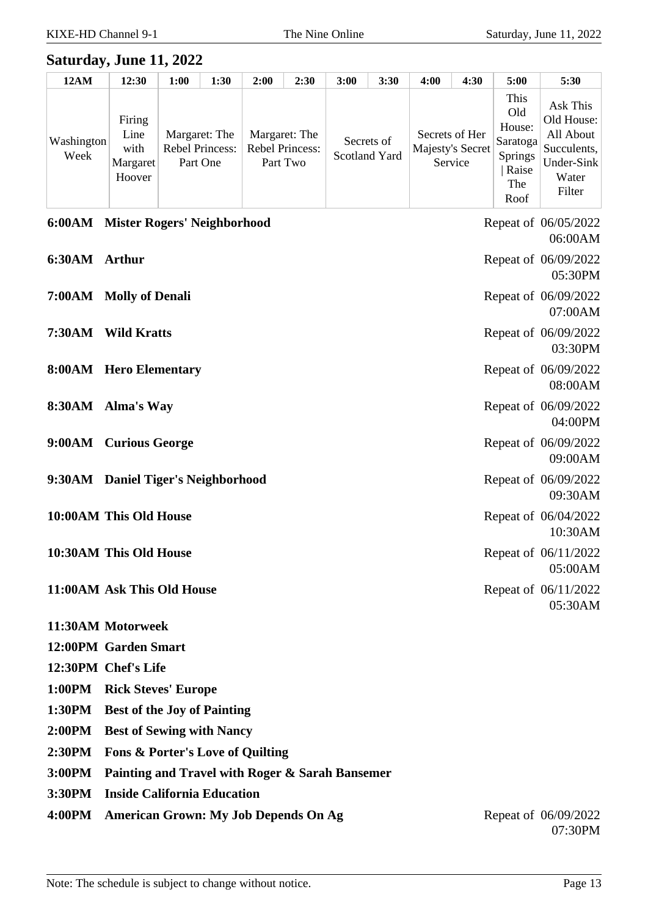## Saturday, June 11, 2022

| 12AM | 12:30 | 1:00 | 1:30 | 2:00 | 2:30 | 3:00 | 3:30 | 4:00 | 4:30 | 5:00 | 5:30 |
|---|---|---|---|---|---|---|---|---|---|---|---|
| Washington Week | Firing Line with Margaret Hoover | Margaret: The Rebel Princess: Part One | | Margaret: The Rebel Princess: Part Two | | Secrets of Scotland Yard | | Secrets of Her Majesty's Secret Service | | This Old House: Saratoga Springs \| Raise The Roof | Ask This Old House: All About Succulents, Under-Sink Water Filter |

**6:00AM Mister Rogers' Neighborhood** — Repeat of 06/05/2022 06:00AM

**6:30AM Arthur** — Repeat of 06/09/2022 05:30PM

**7:00AM Molly of Denali** — Repeat of 06/09/2022 07:00AM

**7:30AM Wild Kratts** — Repeat of 06/09/2022 03:30PM

**8:00AM Hero Elementary** — Repeat of 06/09/2022 08:00AM

**8:30AM Alma's Way** — Repeat of 06/09/2022 04:00PM

**9:00AM Curious George** — Repeat of 06/09/2022 09:00AM

**9:30AM Daniel Tiger's Neighborhood** — Repeat of 06/09/2022 09:30AM

**10:00AM This Old House** — Repeat of 06/04/2022 10:30AM

**10:30AM This Old House** — Repeat of 06/11/2022 05:00AM

**11:00AM Ask This Old House** — Repeat of 06/11/2022 05:30AM

**11:30AM Motorweek**

**12:00PM Garden Smart**

**12:30PM Chef's Life**

**1:00PM Rick Steves' Europe**

**1:30PM Best of the Joy of Painting**

**2:00PM Best of Sewing with Nancy**

**2:30PM Fons & Porter's Love of Quilting**

**3:00PM Painting and Travel with Roger & Sarah Bansemer**

**3:30PM Inside California Education**

**4:00PM American Grown: My Job Depends On Ag** — Repeat of 06/09/2022 07:30PM

Note: The schedule is subject to change without notice.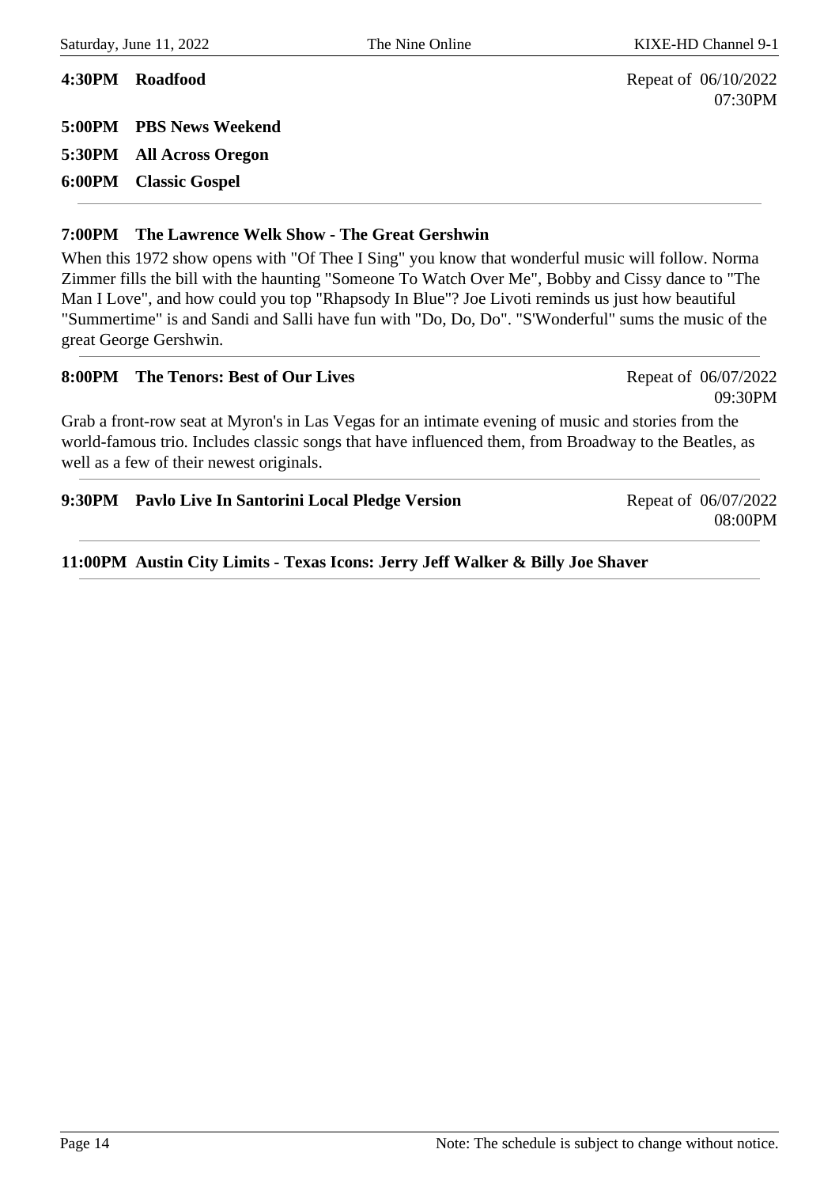**4:30PM Roadfood** Repeat of 06/10/2022 07:30PM

**5:00PM PBS News Weekend**

**5:30PM All Across Oregon**

**6:00PM Classic Gospel**

---

**7:00PM The Lawrence Welk Show - The Great Gershwin**

When this 1972 show opens with "Of Thee I Sing" you know that wonderful music will follow. Norma Zimmer fills the bill with the haunting "Someone To Watch Over Me", Bobby and Cissy dance to "The Man I Love", and how could you top "Rhapsody In Blue"? Joe Livoti reminds us just how beautiful "Summertime" is and Sandi and Salli have fun with "Do, Do, Do". "S'Wonderful" sums the music of the great George Gershwin.

---

**8:00PM The Tenors: Best of Our Lives** Repeat of 06/07/2022 09:30PM

Grab a front-row seat at Myron's in Las Vegas for an intimate evening of music and stories from the world-famous trio. Includes classic songs that have influenced them, from Broadway to the Beatles, as well as a few of their newest originals.

---

**9:30PM Pavlo Live In Santorini Local Pledge Version** Repeat of 06/07/2022 08:00PM

---

**11:00PM Austin City Limits - Texas Icons: Jerry Jeff Walker & Billy Joe Shaver**

---

Note: The schedule is subject to change without notice.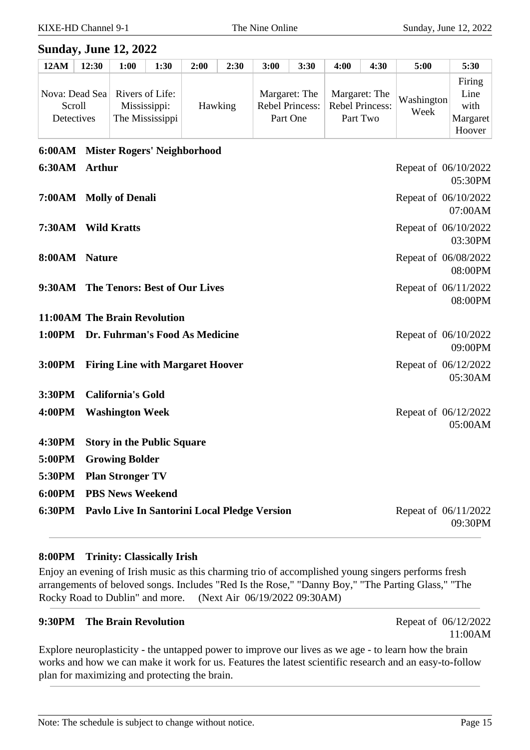## Sunday, June 12, 2022

| 12AM | 12:30 | 1:00 | 1:30 | 2:00 | 2:30 | 3:00 | 3:30 | 4:00 | 4:30 | 5:00 | 5:30 |
|---|---|---|---|---|---|---|---|---|---|---|---|
| Nova: Dead Sea Scroll Detectives | | Rivers of Life: Mississippi: The Mississippi | | Hawking | | Margaret: The Rebel Princess: Part One | | Margaret: The Rebel Princess: Part Two | | Washington Week | Firing Line with Margaret Hoover |

**6:00AM Mister Rogers' Neighborhood**

**6:30AM Arthur** — Repeat of 06/10/2022 05:30PM

**7:00AM Molly of Denali** — Repeat of 06/10/2022 07:00AM

**7:30AM Wild Kratts** — Repeat of 06/10/2022 03:30PM

**8:00AM Nature** — Repeat of 06/08/2022 08:00PM

**9:30AM The Tenors: Best of Our Lives** — Repeat of 06/11/2022 08:00PM

**11:00AM The Brain Revolution**

**1:00PM Dr. Fuhrman's Food As Medicine** — Repeat of 06/10/2022 09:00PM

**3:00PM Firing Line with Margaret Hoover** — Repeat of 06/12/2022 05:30AM

**3:30PM California's Gold**

**4:00PM Washington Week** — Repeat of 06/12/2022 05:00AM

**4:30PM Story in the Public Square**

**5:00PM Growing Bolder**

**5:30PM Plan Stronger TV**

**6:00PM PBS News Weekend**

**6:30PM Pavlo Live In Santorini Local Pledge Version** — Repeat of 06/11/2022 09:30PM

---

**8:00PM Trinity: Classically Irish**

Enjoy an evening of Irish music as this charming trio of accomplished young singers performs fresh arrangements of beloved songs. Includes "Red Is the Rose," "Danny Boy," "The Parting Glass," "The Rocky Road to Dublin" and more. (Next Air 06/19/2022 09:30AM)

---

**9:30PM The Brain Revolution** — Repeat of 06/12/2022 11:00AM

Explore neuroplasticity - the untapped power to improve our lives as we age - to learn how the brain works and how we can make it work for us. Features the latest scientific research and an easy-to-follow plan for maximizing and protecting the brain.

---

Note: The schedule is subject to change without notice.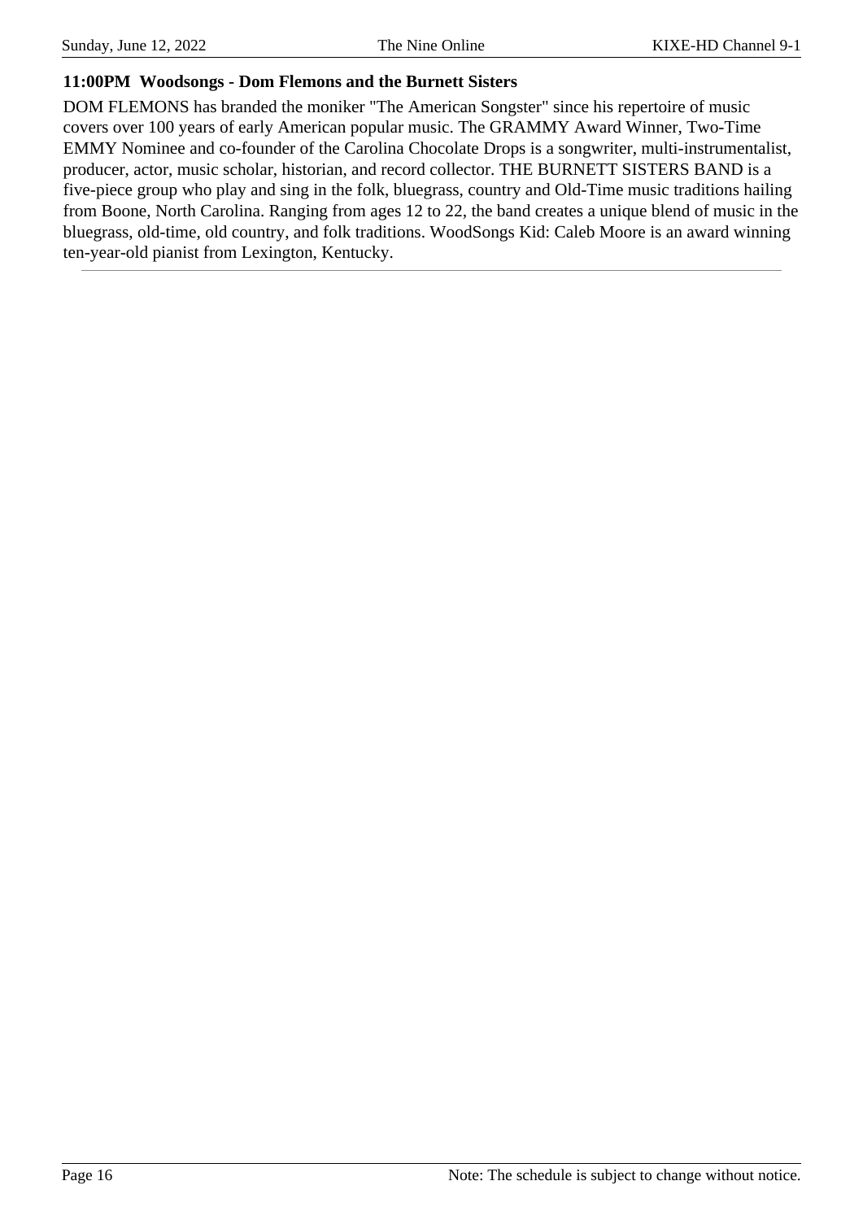### 11:00PM Woodsongs - Dom Flemons and the Burnett Sisters

DOM FLEMONS has branded the moniker "The American Songster" since his repertoire of music covers over 100 years of early American popular music. The GRAMMY Award Winner, Two-Time EMMY Nominee and co-founder of the Carolina Chocolate Drops is a songwriter, multi-instrumentalist, producer, actor, music scholar, historian, and record collector. THE BURNETT SISTERS BAND is a five-piece group who play and sing in the folk, bluegrass, country and Old-Time music traditions hailing from Boone, North Carolina. Ranging from ages 12 to 22, the band creates a unique blend of music in the bluegrass, old-time, old country, and folk traditions. WoodSongs Kid: Caleb Moore is an award winning ten-year-old pianist from Lexington, Kentucky.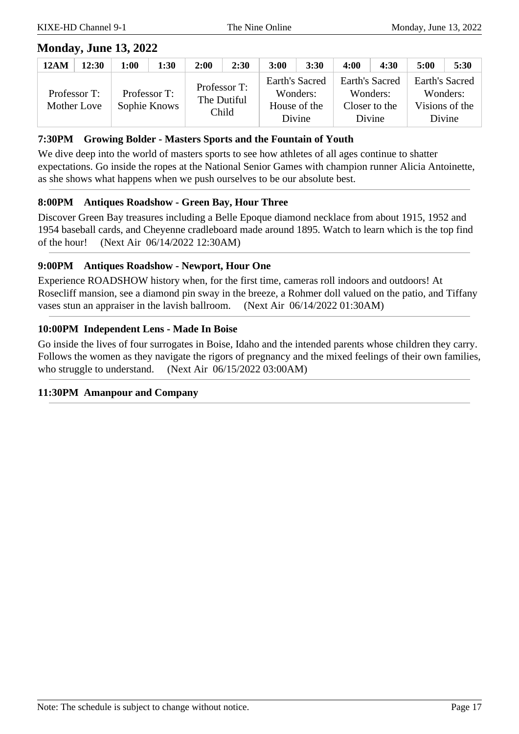## Monday, June 13, 2022

| 12AM | 12:30 | 1:00 | 1:30 | 2:00 | 2:30 | 3:00 | 3:30 | 4:00 | 4:30 | 5:00 | 5:30 |
|---|---|---|---|---|---|---|---|---|---|---|---|
| Professor T: Mother Love | | Professor T: Sophie Knows | | Professor T: The Dutiful Child | | Earth's Sacred Wonders: House of the Divine | | Earth's Sacred Wonders: Closer to the Divine | | Earth's Sacred Wonders: Visions of the Divine | |

**7:30PM Growing Bolder - Masters Sports and the Fountain of Youth**

We dive deep into the world of masters sports to see how athletes of all ages continue to shatter expectations. Go inside the ropes at the National Senior Games with champion runner Alicia Antoinette, as she shows what happens when we push ourselves to be our absolute best.

---

**8:00PM Antiques Roadshow - Green Bay, Hour Three**

Discover Green Bay treasures including a Belle Epoque diamond necklace from about 1915, 1952 and 1954 baseball cards, and Cheyenne cradleboard made around 1895. Watch to learn which is the top find of the hour! (Next Air 06/14/2022 12:30AM)

---

**9:00PM Antiques Roadshow - Newport, Hour One**

Experience ROADSHOW history when, for the first time, cameras roll indoors and outdoors! At Rosecliff mansion, see a diamond pin sway in the breeze, a Rohmer doll valued on the patio, and Tiffany vases stun an appraiser in the lavish ballroom. (Next Air 06/14/2022 01:30AM)

---

**10:00PM Independent Lens - Made In Boise**

Go inside the lives of four surrogates in Boise, Idaho and the intended parents whose children they carry. Follows the women as they navigate the rigors of pregnancy and the mixed feelings of their own families, who struggle to understand. (Next Air 06/15/2022 03:00AM)

---

**11:30PM Amanpour and Company**

---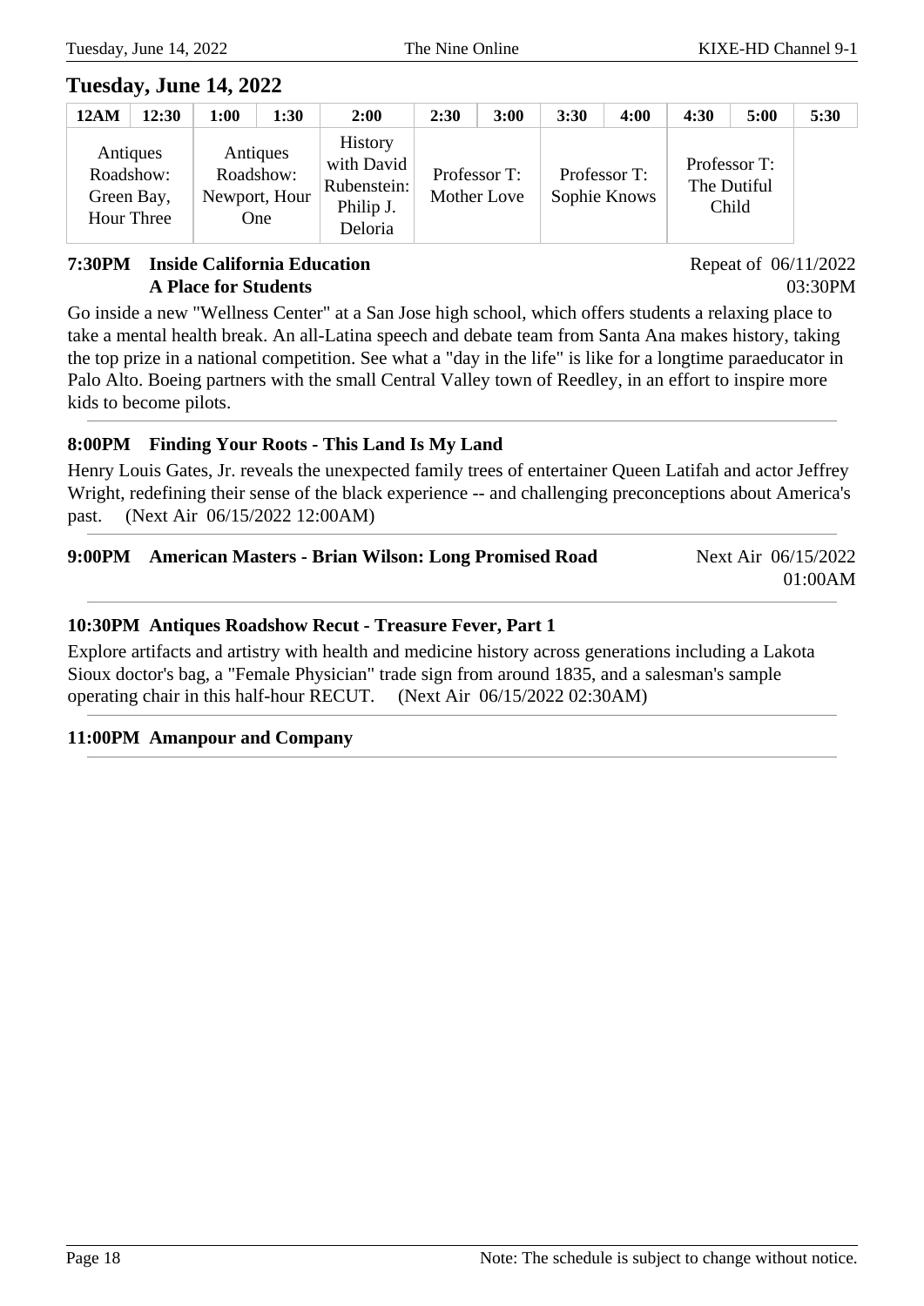## Tuesday, June 14, 2022

| 12AM | 12:30 | 1:00 | 1:30 | 2:00 | 2:30 | 3:00 | 3:30 | 4:00 | 4:30 | 5:00 | 5:30 |
|---|---|---|---|---|---|---|---|---|---|---|---|
| Antiques Roadshow: Green Bay, Hour Three | | Antiques Roadshow: Newport, Hour One | | History with David Rubenstein: Philip J. Deloria | Professor T: Mother Love | | Professor T: Sophie Knows | | Professor T: The Dutiful Child | | |

**7:30PM Inside California Education**
**A Place for Students**

Repeat of 06/11/2022 03:30PM

Go inside a new "Wellness Center" at a San Jose high school, which offers students a relaxing place to take a mental health break. An all-Latina speech and debate team from Santa Ana makes history, taking the top prize in a national competition. See what a "day in the life" is like for a longtime paraeducator in Palo Alto. Boeing partners with the small Central Valley town of Reedley, in an effort to inspire more kids to become pilots.

**8:00PM Finding Your Roots - This Land Is My Land**

Henry Louis Gates, Jr. reveals the unexpected family trees of entertainer Queen Latifah and actor Jeffrey Wright, redefining their sense of the black experience -- and challenging preconceptions about America's past. (Next Air 06/15/2022 12:00AM)

**9:00PM American Masters - Brian Wilson: Long Promised Road**

Next Air 06/15/2022 01:00AM

**10:30PM Antiques Roadshow Recut - Treasure Fever, Part 1**

Explore artifacts and artistry with health and medicine history across generations including a Lakota Sioux doctor's bag, a "Female Physician" trade sign from around 1835, and a salesman's sample operating chair in this half-hour RECUT. (Next Air 06/15/2022 02:30AM)

**11:00PM Amanpour and Company**

Note: The schedule is subject to change without notice.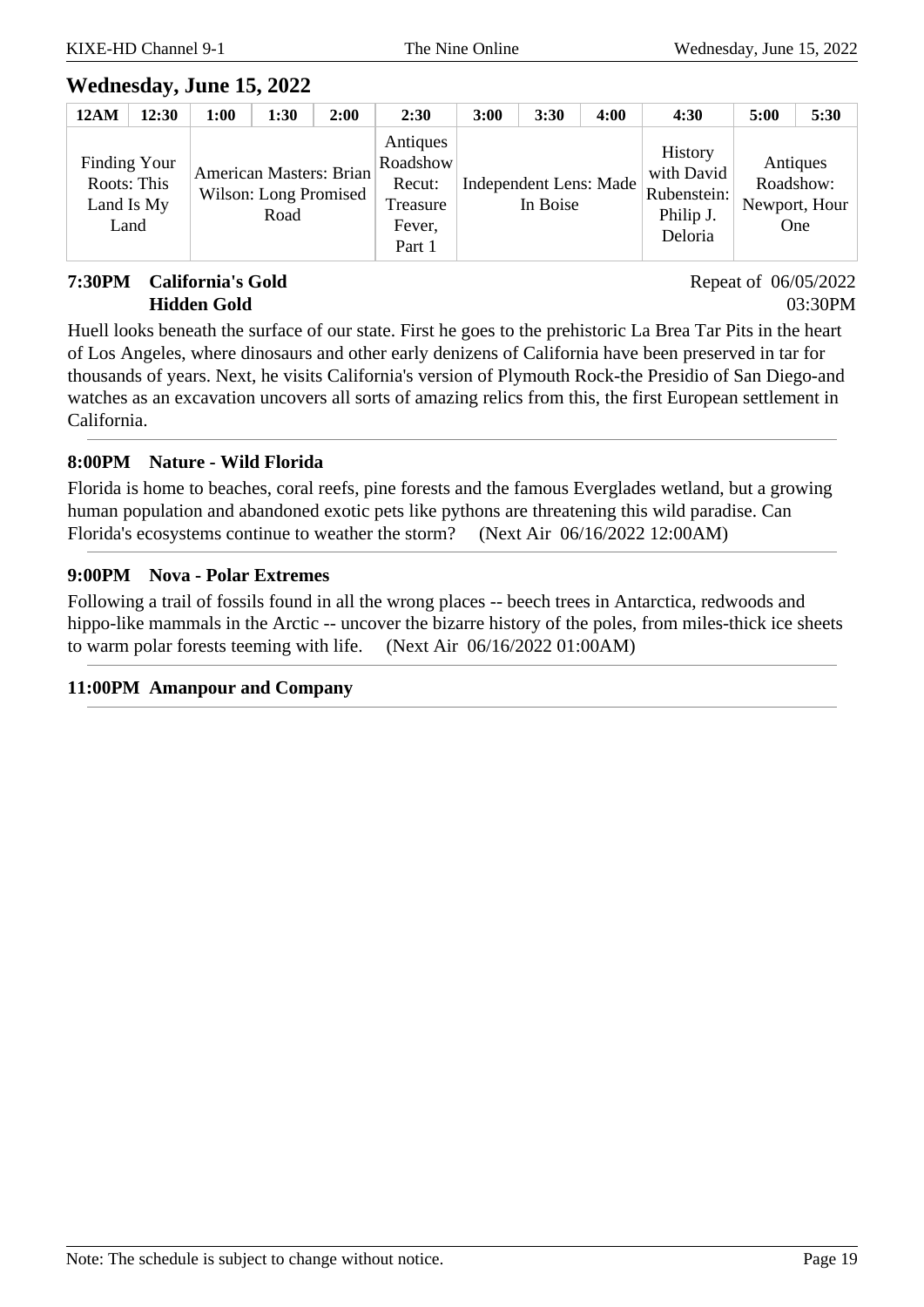## Wednesday, June 15, 2022

| 12AM | 12:30 | 1:00 | 1:30 | 2:00 | 2:30 | 3:00 | 3:30 | 4:00 | 4:30 | 5:00 | 5:30 |
|---|---|---|---|---|---|---|---|---|---|---|---|
| Finding Your Roots: This Land Is My Land | | American Masters: Brian Wilson: Long Promised Road | | | Antiques Roadshow Recut: Treasure Fever, Part 1 | Independent Lens: Made In Boise | | | History with David Rubenstein: Philip J. Deloria | Antiques Roadshow: Newport, Hour One | |

**7:30PM California's Gold**
**Hidden Gold**

Repeat of 06/05/2022 03:30PM

Huell looks beneath the surface of our state. First he goes to the prehistoric La Brea Tar Pits in the heart of Los Angeles, where dinosaurs and other early denizens of California have been preserved in tar for thousands of years. Next, he visits California's version of Plymouth Rock-the Presidio of San Diego-and watches as an excavation uncovers all sorts of amazing relics from this, the first European settlement in California.

**8:00PM Nature - Wild Florida**

Florida is home to beaches, coral reefs, pine forests and the famous Everglades wetland, but a growing human population and abandoned exotic pets like pythons are threatening this wild paradise. Can Florida's ecosystems continue to weather the storm? (Next Air 06/16/2022 12:00AM)

**9:00PM Nova - Polar Extremes**

Following a trail of fossils found in all the wrong places -- beech trees in Antarctica, redwoods and hippo-like mammals in the Arctic -- uncover the bizarre history of the poles, from miles-thick ice sheets to warm polar forests teeming with life. (Next Air 06/16/2022 01:00AM)

**11:00PM Amanpour and Company**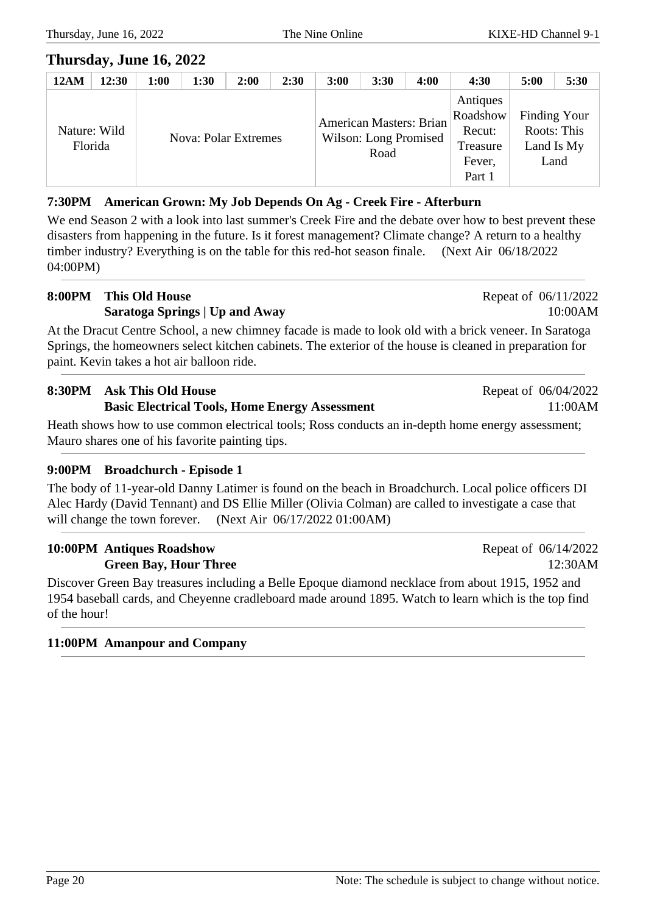## Thursday, June 16, 2022

| 12AM | 12:30 | 1:00 | 1:30 | 2:00 | 2:30 | 3:00 | 3:30 | 4:00 | 4:30 | 5:00 | 5:30 |
|---|---|---|---|---|---|---|---|---|---|---|---|
| Nature: Wild Florida | | Nova: Polar Extremes | | | | American Masters: Brian Wilson: Long Promised Road | | | Antiques Roadshow Recut: Treasure Fever, Part 1 | Finding Your Roots: This Land Is My Land | |

**7:30PM American Grown: My Job Depends On Ag - Creek Fire - Afterburn**

We end Season 2 with a look into last summer's Creek Fire and the debate over how to best prevent these disasters from happening in the future. Is it forest management? Climate change? A return to a healthy timber industry? Everything is on the table for this red-hot season finale. (Next Air 06/18/2022 04:00PM)

**8:00PM This Old House** Repeat of 06/11/2022 10:00AM
**Saratoga Springs | Up and Away**

At the Dracut Centre School, a new chimney facade is made to look old with a brick veneer. In Saratoga Springs, the homeowners select kitchen cabinets. The exterior of the house is cleaned in preparation for paint. Kevin takes a hot air balloon ride.

**8:30PM Ask This Old House** Repeat of 06/04/2022 11:00AM
**Basic Electrical Tools, Home Energy Assessment**

Heath shows how to use common electrical tools; Ross conducts an in-depth home energy assessment; Mauro shares one of his favorite painting tips.

**9:00PM Broadchurch - Episode 1**

The body of 11-year-old Danny Latimer is found on the beach in Broadchurch. Local police officers DI Alec Hardy (David Tennant) and DS Ellie Miller (Olivia Colman) are called to investigate a case that will change the town forever. (Next Air 06/17/2022 01:00AM)

**10:00PM Antiques Roadshow** Repeat of 06/14/2022 12:30AM
**Green Bay, Hour Three**

Discover Green Bay treasures including a Belle Epoque diamond necklace from about 1915, 1952 and 1954 baseball cards, and Cheyenne cradleboard made around 1895. Watch to learn which is the top find of the hour!

**11:00PM Amanpour and Company**

Note: The schedule is subject to change without notice.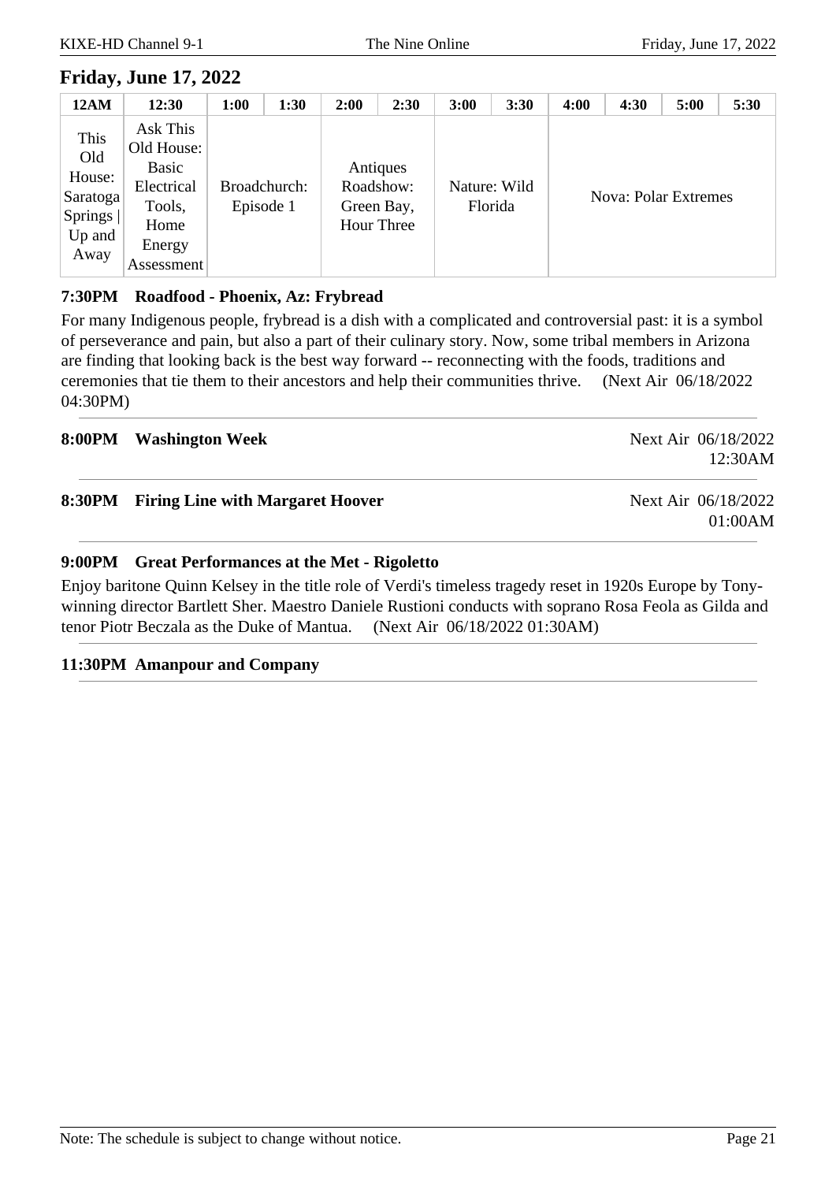## Friday, June 17, 2022

| 12AM | 12:30 | 1:00 | 1:30 | 2:00 | 2:30 | 3:00 | 3:30 | 4:00 | 4:30 | 5:00 | 5:30 |
|---|---|---|---|---|---|---|---|---|---|---|---|
| This Old House: Saratoga Springs \| Up and Away | Ask This Old House: Basic Electrical Tools, Home Energy Assessment | Broadchurch: Episode 1 | | Antiques Roadshow: Green Bay, Hour Three | | Nature: Wild Florida | | Nova: Polar Extremes | | | |

**7:30PM Roadfood - Phoenix, Az: Frybread**

For many Indigenous people, frybread is a dish with a complicated and controversial past: it is a symbol of perseverance and pain, but also a part of their culinary story. Now, some tribal members in Arizona are finding that looking back is the best way forward -- reconnecting with the foods, traditions and ceremonies that tie them to their ancestors and help their communities thrive. (Next Air 06/18/2022 04:30PM)

---

**8:00PM Washington Week** Next Air 06/18/2022 12:30AM

---

**8:30PM Firing Line with Margaret Hoover** Next Air 06/18/2022 01:00AM

---

**9:00PM Great Performances at the Met - Rigoletto**

Enjoy baritone Quinn Kelsey in the title role of Verdi's timeless tragedy reset in 1920s Europe by Tony-winning director Bartlett Sher. Maestro Daniele Rustioni conducts with soprano Rosa Feola as Gilda and tenor Piotr Beczala as the Duke of Mantua. (Next Air 06/18/2022 01:30AM)

---

**11:30PM Amanpour and Company**

---

Note: The schedule is subject to change without notice.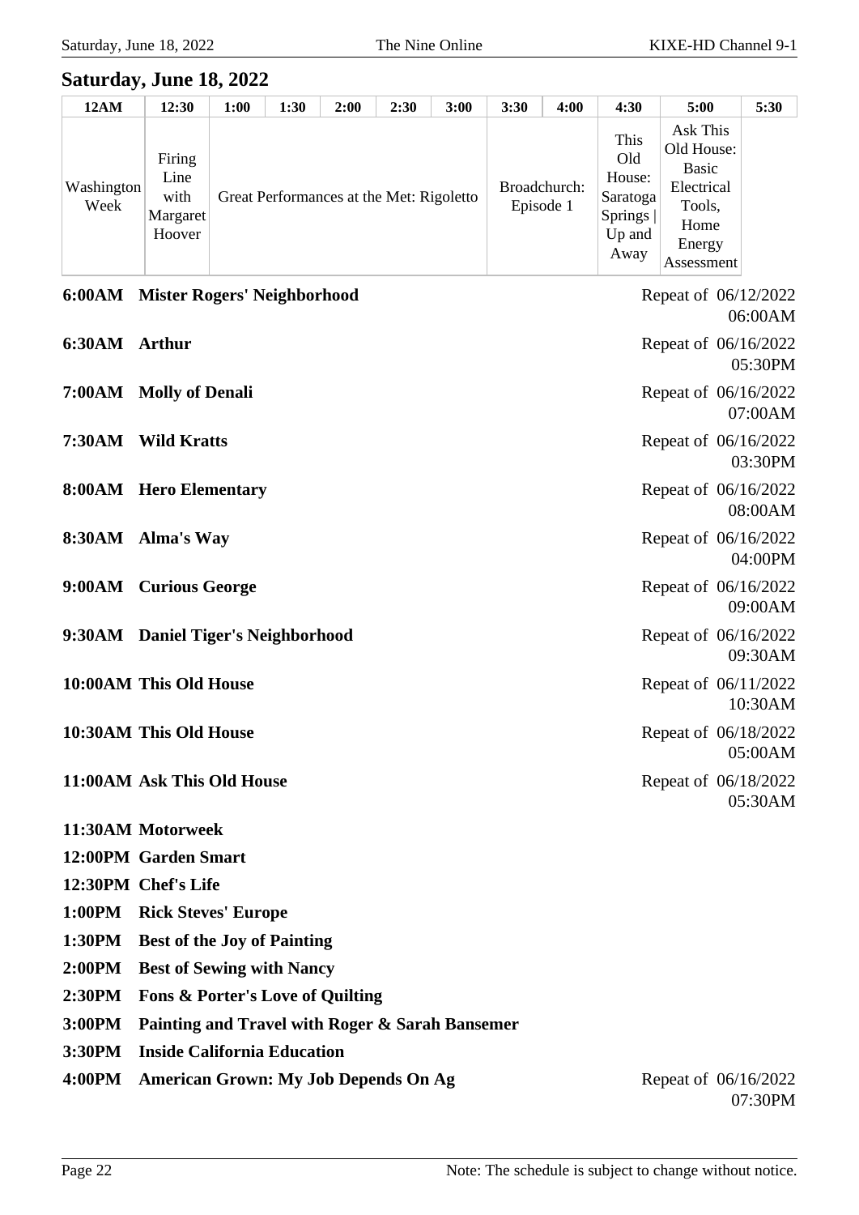## Saturday, June 18, 2022

| 12AM | 12:30 | 1:00 | 1:30 | 2:00 | 2:30 | 3:00 | 3:30 | 4:00 | 4:30 | 5:00 | 5:30 |
|---|---|---|---|---|---|---|---|---|---|---|---|
| Washington Week | Firing Line with Margaret Hoover | Great Performances at the Met: Rigoletto | | | | | Broadchurch: Episode 1 | | This Old House: Saratoga Springs \| Up and Away | Ask This Old House: Basic Electrical Tools, Home Energy Assessment | |

**6:00AM Mister Rogers' Neighborhood** — Repeat of 06/12/2022 06:00AM

**6:30AM Arthur** — Repeat of 06/16/2022 05:30PM

**7:00AM Molly of Denali** — Repeat of 06/16/2022 07:00AM

**7:30AM Wild Kratts** — Repeat of 06/16/2022 03:30PM

**8:00AM Hero Elementary** — Repeat of 06/16/2022 08:00AM

**8:30AM Alma's Way** — Repeat of 06/16/2022 04:00PM

**9:00AM Curious George** — Repeat of 06/16/2022 09:00AM

**9:30AM Daniel Tiger's Neighborhood** — Repeat of 06/16/2022 09:30AM

**10:00AM This Old House** — Repeat of 06/11/2022 10:30AM

**10:30AM This Old House** — Repeat of 06/18/2022 05:00AM

**11:00AM Ask This Old House** — Repeat of 06/18/2022 05:30AM

**11:30AM Motorweek**

**12:00PM Garden Smart**

**12:30PM Chef's Life**

**1:00PM Rick Steves' Europe**

**1:30PM Best of the Joy of Painting**

**2:00PM Best of Sewing with Nancy**

**2:30PM Fons & Porter's Love of Quilting**

**3:00PM Painting and Travel with Roger & Sarah Bansemer**

**3:30PM Inside California Education**

**4:00PM American Grown: My Job Depends On Ag** — Repeat of 06/16/2022 07:30PM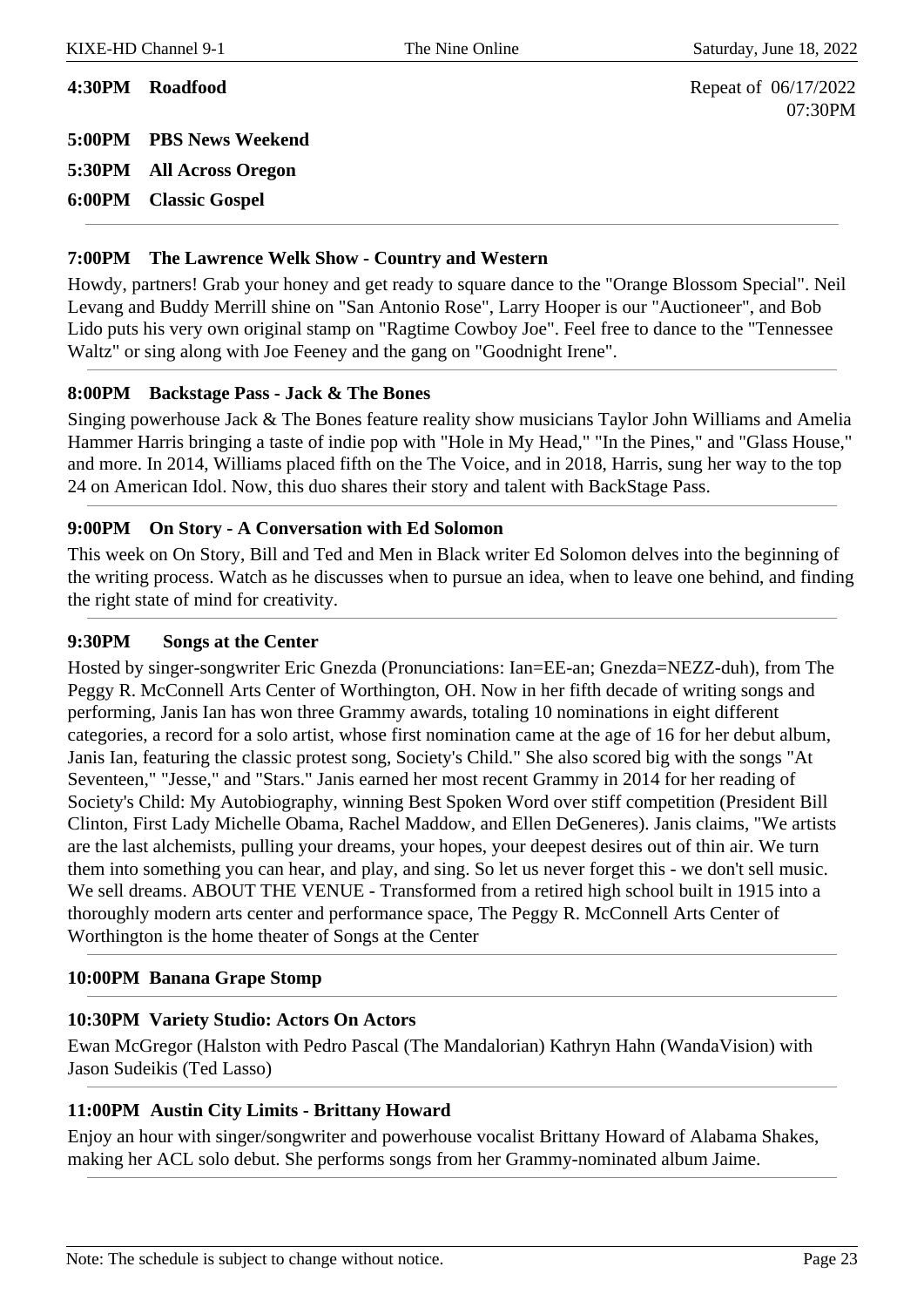**4:30PM Roadfood**

Repeat of 06/17/2022 07:30PM

**5:00PM PBS News Weekend**

**5:30PM All Across Oregon**

**6:00PM Classic Gospel**

---

**7:00PM The Lawrence Welk Show - Country and Western**

Howdy, partners! Grab your honey and get ready to square dance to the "Orange Blossom Special". Neil Levang and Buddy Merrill shine on "San Antonio Rose", Larry Hooper is our "Auctioneer", and Bob Lido puts his very own original stamp on "Ragtime Cowboy Joe". Feel free to dance to the "Tennessee Waltz" or sing along with Joe Feeney and the gang on "Goodnight Irene".

---

**8:00PM Backstage Pass - Jack & The Bones**

Singing powerhouse Jack & The Bones feature reality show musicians Taylor John Williams and Amelia Hammer Harris bringing a taste of indie pop with "Hole in My Head," "In the Pines," and "Glass House," and more. In 2014, Williams placed fifth on the The Voice, and in 2018, Harris, sung her way to the top 24 on American Idol. Now, this duo shares their story and talent with BackStage Pass.

---

**9:00PM On Story - A Conversation with Ed Solomon**

This week on On Story, Bill and Ted and Men in Black writer Ed Solomon delves into the beginning of the writing process. Watch as he discusses when to pursue an idea, when to leave one behind, and finding the right state of mind for creativity.

---

**9:30PM Songs at the Center**

Hosted by singer-songwriter Eric Gnezda (Pronunciations: Ian=EE-an; Gnezda=NEZZ-duh), from The Peggy R. McConnell Arts Center of Worthington, OH. Now in her fifth decade of writing songs and performing, Janis Ian has won three Grammy awards, totaling 10 nominations in eight different categories, a record for a solo artist, whose first nomination came at the age of 16 for her debut album, Janis Ian, featuring the classic protest song, Society's Child." She also scored big with the songs "At Seventeen," "Jesse," and "Stars." Janis earned her most recent Grammy in 2014 for her reading of Society's Child: My Autobiography, winning Best Spoken Word over stiff competition (President Bill Clinton, First Lady Michelle Obama, Rachel Maddow, and Ellen DeGeneres). Janis claims, "We artists are the last alchemists, pulling your dreams, your hopes, your deepest desires out of thin air. We turn them into something you can hear, and play, and sing. So let us never forget this - we don't sell music. We sell dreams. ABOUT THE VENUE - Transformed from a retired high school built in 1915 into a thoroughly modern arts center and performance space, The Peggy R. McConnell Arts Center of Worthington is the home theater of Songs at the Center

---

**10:00PM Banana Grape Stomp**

---

**10:30PM Variety Studio: Actors On Actors**

Ewan McGregor (Halston with Pedro Pascal (The Mandalorian) Kathryn Hahn (WandaVision) with Jason Sudeikis (Ted Lasso)

---

**11:00PM Austin City Limits - Brittany Howard**

Enjoy an hour with singer/songwriter and powerhouse vocalist Brittany Howard of Alabama Shakes, making her ACL solo debut. She performs songs from her Grammy-nominated album Jaime.

---

Note: The schedule is subject to change without notice.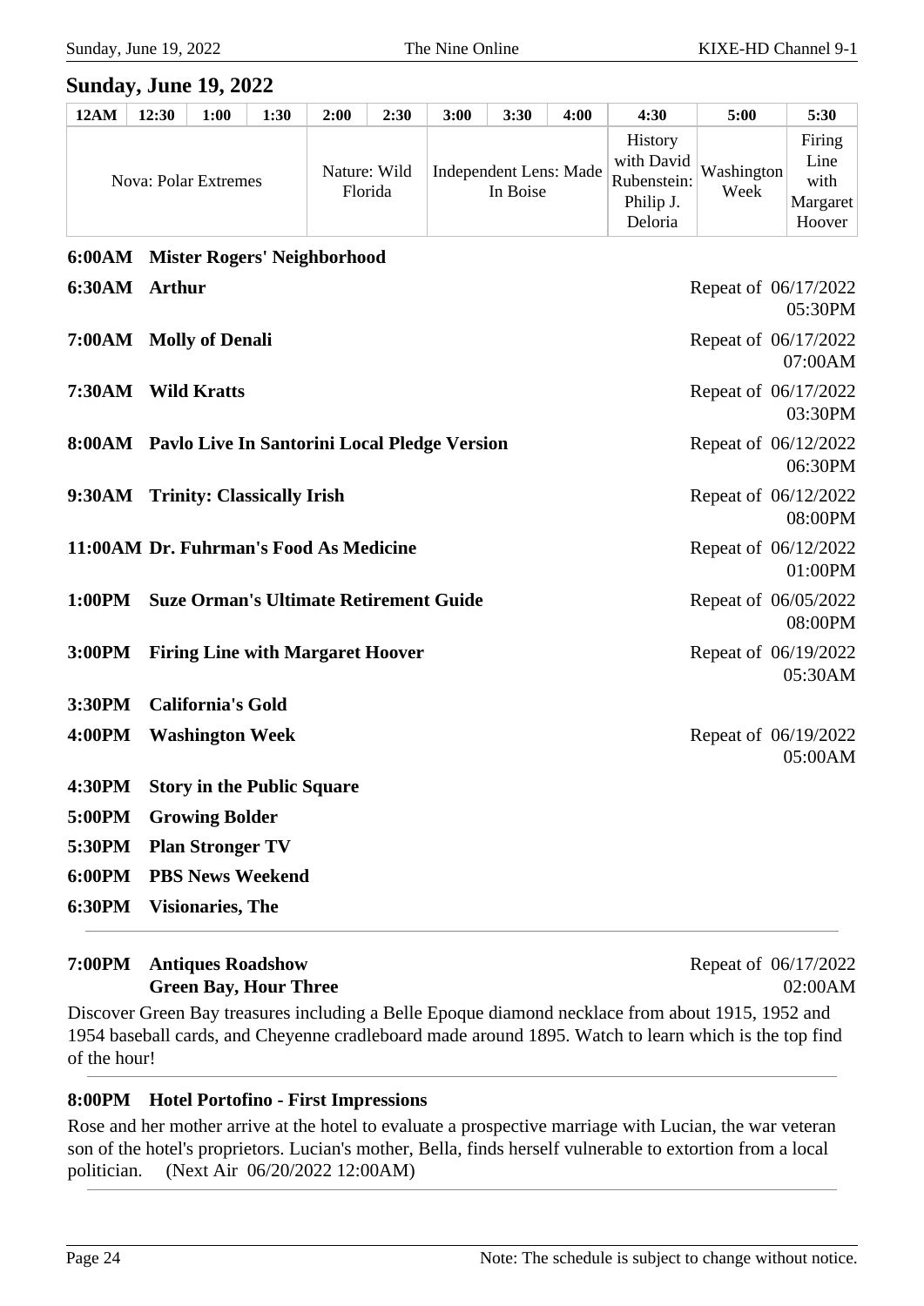## Sunday, June 19, 2022

| 12AM | 12:30 | 1:00 | 1:30 | 2:00 | 2:30 | 3:00 | 3:30 | 4:00 | 4:30 | 5:00 | 5:30 |
|---|---|---|---|---|---|---|---|---|---|---|---|
| Nova: Polar Extremes | | | | Nature: Wild Florida | | Independent Lens: Made In Boise | | | History with David Rubenstein: Philip J. Deloria | Washington Week | Firing Line with Margaret Hoover |

**6:00AM Mister Rogers' Neighborhood**

**6:30AM Arthur** — Repeat of 06/17/2022 05:30PM

**7:00AM Molly of Denali** — Repeat of 06/17/2022 07:00AM

**7:30AM Wild Kratts** — Repeat of 06/17/2022 03:30PM

**8:00AM Pavlo Live In Santorini Local Pledge Version** — Repeat of 06/12/2022 06:30PM

**9:30AM Trinity: Classically Irish** — Repeat of 06/12/2022 08:00PM

**11:00AM Dr. Fuhrman's Food As Medicine** — Repeat of 06/12/2022 01:00PM

**1:00PM Suze Orman's Ultimate Retirement Guide** — Repeat of 06/05/2022 08:00PM

**3:00PM Firing Line with Margaret Hoover** — Repeat of 06/19/2022 05:30AM

**3:30PM California's Gold**

**4:00PM Washington Week** — Repeat of 06/19/2022 05:00AM

**4:30PM Story in the Public Square**

**5:00PM Growing Bolder**

**5:30PM Plan Stronger TV**

**6:00PM PBS News Weekend**

**6:30PM Visionaries, The**

---

**7:00PM Antiques Roadshow**
**Green Bay, Hour Three** — Repeat of 06/17/2022 02:00AM

Discover Green Bay treasures including a Belle Epoque diamond necklace from about 1915, 1952 and 1954 baseball cards, and Cheyenne cradleboard made around 1895. Watch to learn which is the top find of the hour!

---

**8:00PM Hotel Portofino - First Impressions**

Rose and her mother arrive at the hotel to evaluate a prospective marriage with Lucian, the war veteran son of the hotel's proprietors. Lucian's mother, Bella, finds herself vulnerable to extortion from a local politician. (Next Air 06/20/2022 12:00AM)

---

Note: The schedule is subject to change without notice.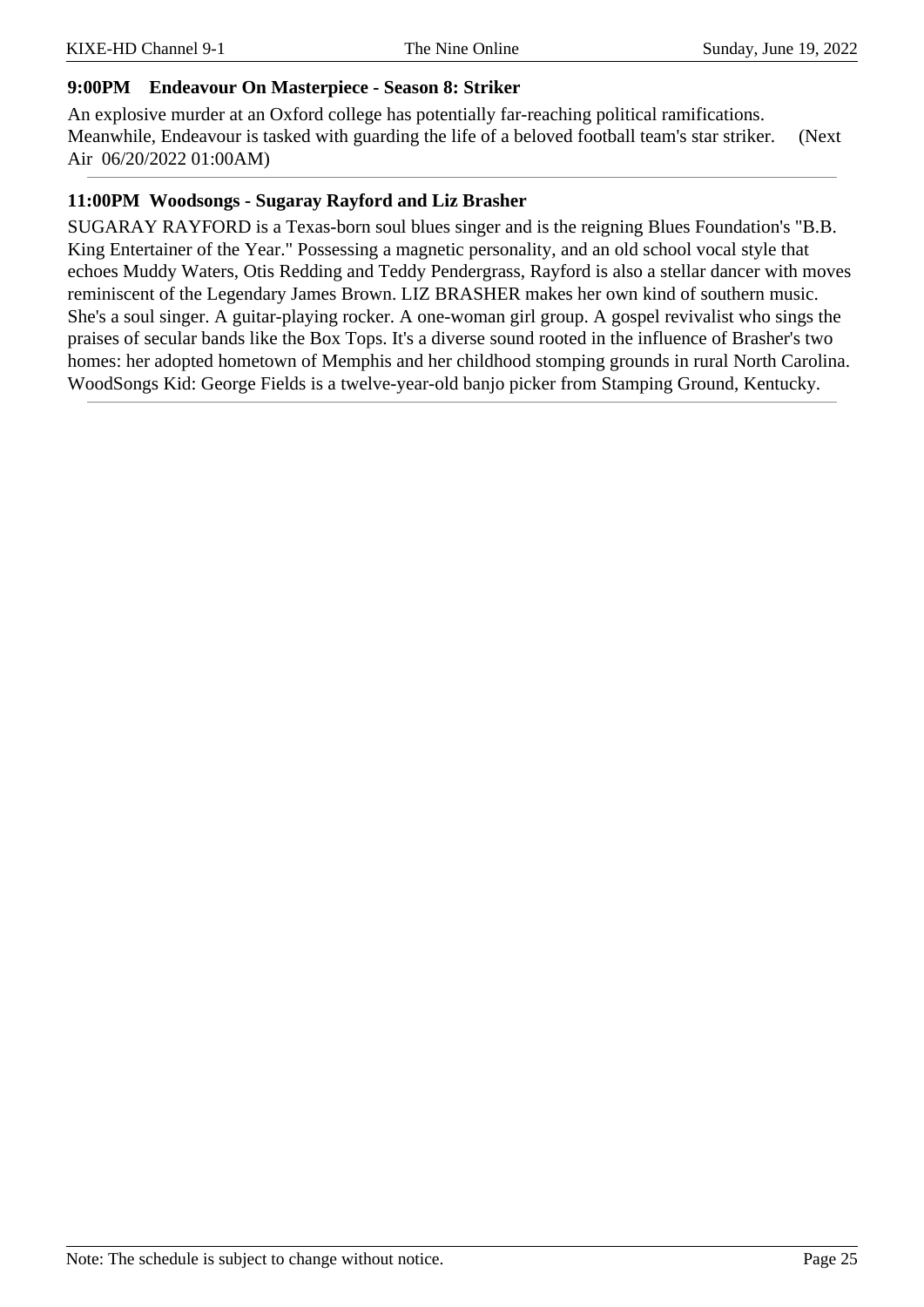### 9:00PM Endeavour On Masterpiece - Season 8: Striker

An explosive murder at an Oxford college has potentially far-reaching political ramifications. Meanwhile, Endeavour is tasked with guarding the life of a beloved football team's star striker. (Next Air 06/20/2022 01:00AM)

---

### 11:00PM Woodsongs - Sugaray Rayford and Liz Brasher

SUGARAY RAYFORD is a Texas-born soul blues singer and is the reigning Blues Foundation's "B.B. King Entertainer of the Year." Possessing a magnetic personality, and an old school vocal style that echoes Muddy Waters, Otis Redding and Teddy Pendergrass, Rayford is also a stellar dancer with moves reminiscent of the Legendary James Brown. LIZ BRASHER makes her own kind of southern music. She's a soul singer. A guitar-playing rocker. A one-woman girl group. A gospel revivalist who sings the praises of secular bands like the Box Tops. It's a diverse sound rooted in the influence of Brasher's two homes: her adopted hometown of Memphis and her childhood stomping grounds in rural North Carolina. WoodSongs Kid: George Fields is a twelve-year-old banjo picker from Stamping Ground, Kentucky.

---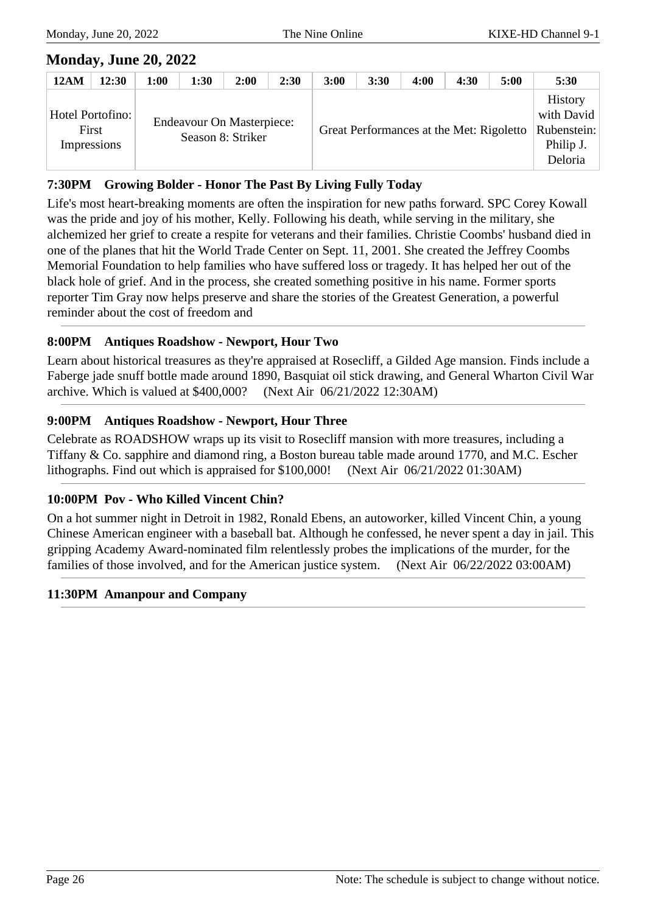## Monday, June 20, 2022

| 12AM | 12:30 | 1:00 | 1:30 | 2:00 | 2:30 | 3:00 | 3:30 | 4:00 | 4:30 | 5:00 | 5:30 |
|---|---|---|---|---|---|---|---|---|---|---|---|
| Hotel Portofino: First Impressions | | Endeavour On Masterpiece: Season 8: Striker | | | | Great Performances at the Met: Rigoletto | | | | | History with David Rubenstein: Philip J. Deloria |

**7:30PM Growing Bolder - Honor The Past By Living Fully Today**

Life's most heart-breaking moments are often the inspiration for new paths forward. SPC Corey Kowall was the pride and joy of his mother, Kelly. Following his death, while serving in the military, she alchemized her grief to create a respite for veterans and their families. Christie Coombs' husband died in one of the planes that hit the World Trade Center on Sept. 11, 2001. She created the Jeffrey Coombs Memorial Foundation to help families who have suffered loss or tragedy. It has helped her out of the black hole of grief. And in the process, she created something positive in his name. Former sports reporter Tim Gray now helps preserve and share the stories of the Greatest Generation, a powerful reminder about the cost of freedom and

---

**8:00PM Antiques Roadshow - Newport, Hour Two**

Learn about historical treasures as they're appraised at Rosecliff, a Gilded Age mansion. Finds include a Faberge jade snuff bottle made around 1890, Basquiat oil stick drawing, and General Wharton Civil War archive. Which is valued at $400,000? (Next Air 06/21/2022 12:30AM)

---

**9:00PM Antiques Roadshow - Newport, Hour Three**

Celebrate as ROADSHOW wraps up its visit to Rosecliff mansion with more treasures, including a Tiffany & Co. sapphire and diamond ring, a Boston bureau table made around 1770, and M.C. Escher lithographs. Find out which is appraised for $100,000! (Next Air 06/21/2022 01:30AM)

---

**10:00PM Pov - Who Killed Vincent Chin?**

On a hot summer night in Detroit in 1982, Ronald Ebens, an autoworker, killed Vincent Chin, a young Chinese American engineer with a baseball bat. Although he confessed, he never spent a day in jail. This gripping Academy Award-nominated film relentlessly probes the implications of the murder, for the families of those involved, and for the American justice system. (Next Air 06/22/2022 03:00AM)

---

**11:30PM Amanpour and Company**

---

Note: The schedule is subject to change without notice.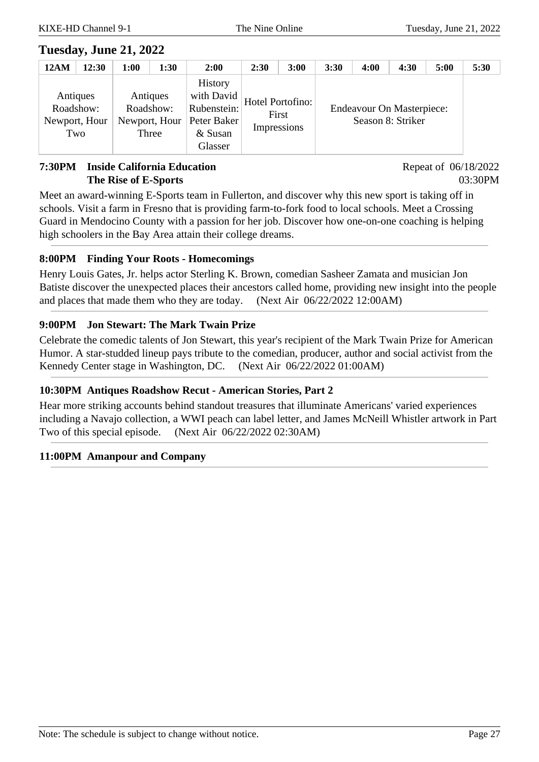## Tuesday, June 21, 2022

| 12AM | 12:30 | 1:00 | 1:30 | 2:00 | 2:30 | 3:00 | 3:30 | 4:00 | 4:30 | 5:00 | 5:30 |
|---|---|---|---|---|---|---|---|---|---|---|---|
| Antiques Roadshow: Newport, Hour Two | | Antiques Roadshow: Newport, Hour Three | | History with David Rubenstein: Peter Baker & Susan Glasser | Hotel Portofino: First Impressions | | Endeavour On Masterpiece: Season 8: Striker | | | | |

**7:30PM Inside California Education**
**The Rise of E-Sports**

Repeat of 06/18/2022 03:30PM

Meet an award-winning E-Sports team in Fullerton, and discover why this new sport is taking off in schools. Visit a farm in Fresno that is providing farm-to-fork food to local schools. Meet a Crossing Guard in Mendocino County with a passion for her job. Discover how one-on-one coaching is helping high schoolers in the Bay Area attain their college dreams.

**8:00PM Finding Your Roots - Homecomings**

Henry Louis Gates, Jr. helps actor Sterling K. Brown, comedian Sasheer Zamata and musician Jon Batiste discover the unexpected places their ancestors called home, providing new insight into the people and places that made them who they are today. (Next Air 06/22/2022 12:00AM)

**9:00PM Jon Stewart: The Mark Twain Prize**

Celebrate the comedic talents of Jon Stewart, this year's recipient of the Mark Twain Prize for American Humor. A star-studded lineup pays tribute to the comedian, producer, author and social activist from the Kennedy Center stage in Washington, DC. (Next Air 06/22/2022 01:00AM)

**10:30PM Antiques Roadshow Recut - American Stories, Part 2**

Hear more striking accounts behind standout treasures that illuminate Americans' varied experiences including a Navajo collection, a WWI peach can label letter, and James McNeill Whistler artwork in Part Two of this special episode. (Next Air 06/22/2022 02:30AM)

**11:00PM Amanpour and Company**

Note: The schedule is subject to change without notice.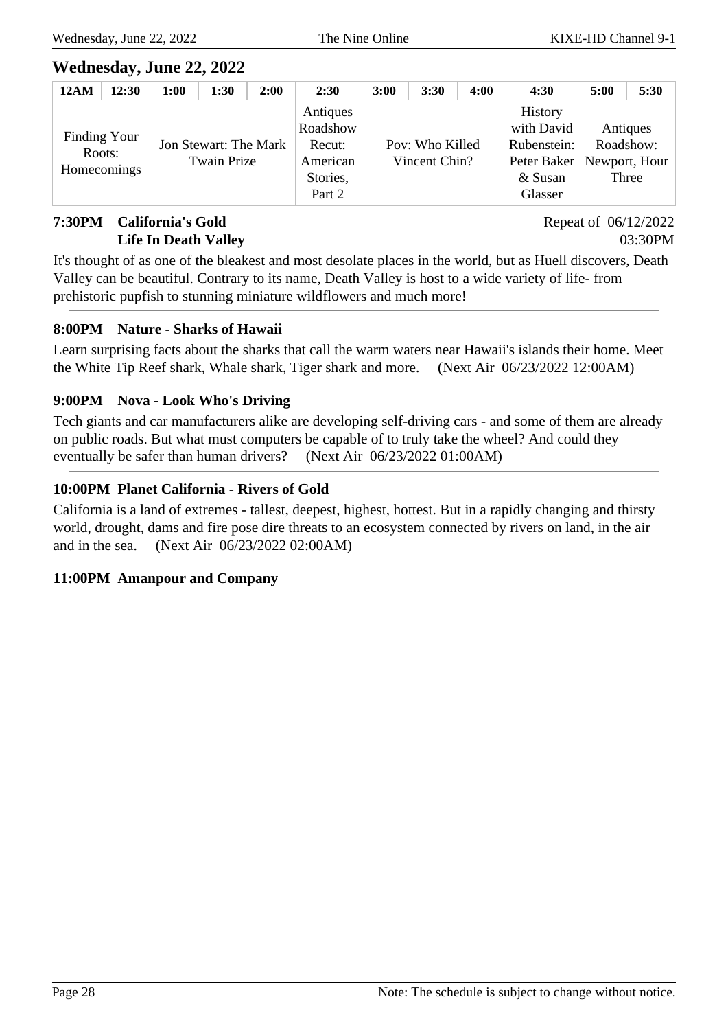## Wednesday, June 22, 2022

| 12AM | 12:30 | 1:00 | 1:30 | 2:00 | 2:30 | 3:00 | 3:30 | 4:00 | 4:30 | 5:00 | 5:30 |
|---|---|---|---|---|---|---|---|---|---|---|---|
| Finding Your Roots: Homecomings | | Jon Stewart: The Mark Twain Prize | | | Antiques Roadshow Recut: American Stories, Part 2 | Pov: Who Killed Vincent Chin? | | | History with David Rubenstein: Peter Baker & Susan Glasser | Antiques Roadshow: Newport, Hour Three | |

**7:30PM California's Gold**
**Life In Death Valley**

Repeat of 06/12/2022 03:30PM

It's thought of as one of the bleakest and most desolate places in the world, but as Huell discovers, Death Valley can be beautiful. Contrary to its name, Death Valley is host to a wide variety of life- from prehistoric pupfish to stunning miniature wildflowers and much more!

---

**8:00PM Nature - Sharks of Hawaii**

Learn surprising facts about the sharks that call the warm waters near Hawaii's islands their home. Meet the White Tip Reef shark, Whale shark, Tiger shark and more. (Next Air 06/23/2022 12:00AM)

---

**9:00PM Nova - Look Who's Driving**

Tech giants and car manufacturers alike are developing self-driving cars - and some of them are already on public roads. But what must computers be capable of to truly take the wheel? And could they eventually be safer than human drivers? (Next Air 06/23/2022 01:00AM)

---

**10:00PM Planet California - Rivers of Gold**

California is a land of extremes - tallest, deepest, highest, hottest. But in a rapidly changing and thirsty world, drought, dams and fire pose dire threats to an ecosystem connected by rivers on land, in the air and in the sea. (Next Air 06/23/2022 02:00AM)

---

**11:00PM Amanpour and Company**

---

Note: The schedule is subject to change without notice.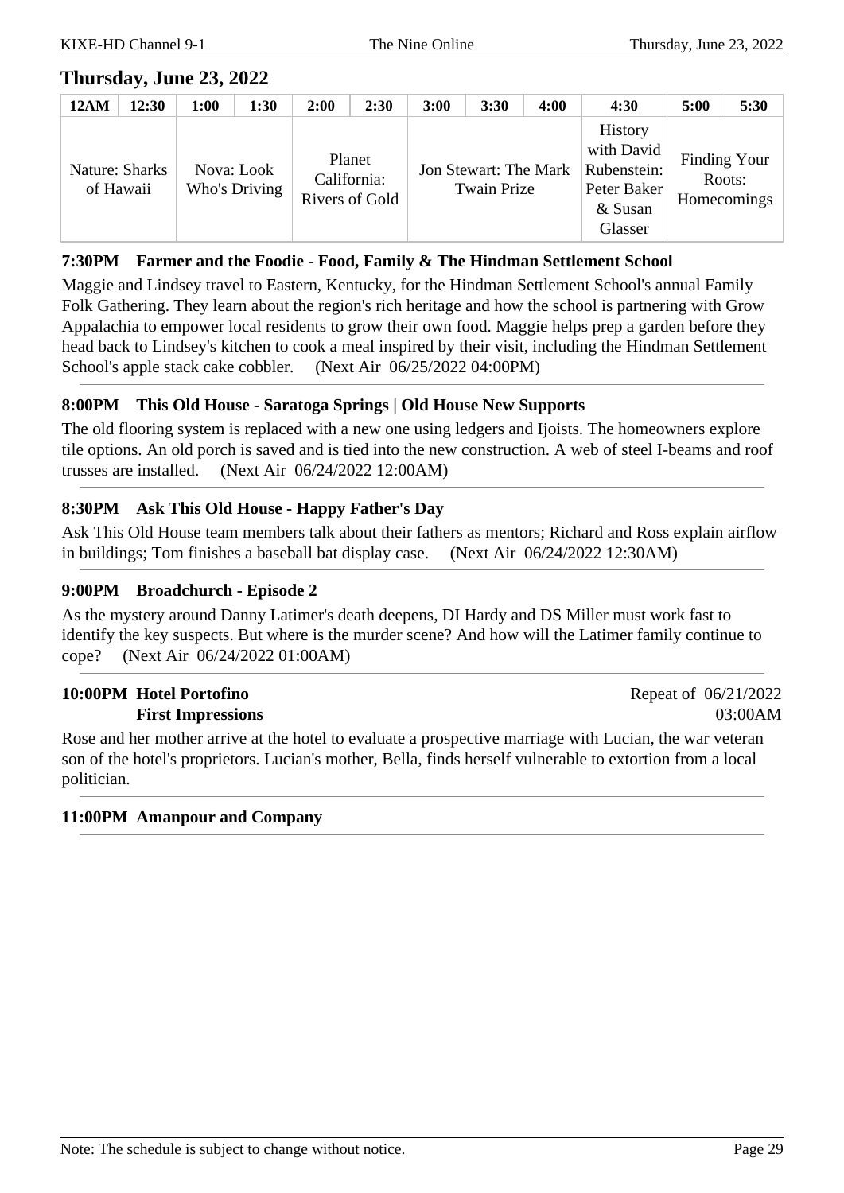## Thursday, June 23, 2022

| 12AM | 12:30 | 1:00 | 1:30 | 2:00 | 2:30 | 3:00 | 3:30 | 4:00 | 4:30 | 5:00 | 5:30 |
|---|---|---|---|---|---|---|---|---|---|---|---|
| Nature: Sharks of Hawaii | | Nova: Look Who's Driving | | Planet California: Rivers of Gold | | Jon Stewart: The Mark Twain Prize | | | History with David Rubenstein: Peter Baker & Susan Glasser | Finding Your Roots: Homecomings | |

**7:30PM Farmer and the Foodie - Food, Family & The Hindman Settlement School**

Maggie and Lindsey travel to Eastern, Kentucky, for the Hindman Settlement School's annual Family Folk Gathering. They learn about the region's rich heritage and how the school is partnering with Grow Appalachia to empower local residents to grow their own food. Maggie helps prep a garden before they head back to Lindsey's kitchen to cook a meal inspired by their visit, including the Hindman Settlement School's apple stack cake cobbler. (Next Air 06/25/2022 04:00PM)

**8:00PM This Old House - Saratoga Springs | Old House New Supports**

The old flooring system is replaced with a new one using ledgers and Ijoists. The homeowners explore tile options. An old porch is saved and is tied into the new construction. A web of steel I-beams and roof trusses are installed. (Next Air 06/24/2022 12:00AM)

**8:30PM Ask This Old House - Happy Father's Day**

Ask This Old House team members talk about their fathers as mentors; Richard and Ross explain airflow in buildings; Tom finishes a baseball bat display case. (Next Air 06/24/2022 12:30AM)

**9:00PM Broadchurch - Episode 2**

As the mystery around Danny Latimer's death deepens, DI Hardy and DS Miller must work fast to identify the key suspects. But where is the murder scene? And how will the Latimer family continue to cope? (Next Air 06/24/2022 01:00AM)

**10:00PM Hotel Portofino**
**First Impressions**

Repeat of 06/21/2022 03:00AM

Rose and her mother arrive at the hotel to evaluate a prospective marriage with Lucian, the war veteran son of the hotel's proprietors. Lucian's mother, Bella, finds herself vulnerable to extortion from a local politician.

**11:00PM Amanpour and Company**

Note: The schedule is subject to change without notice.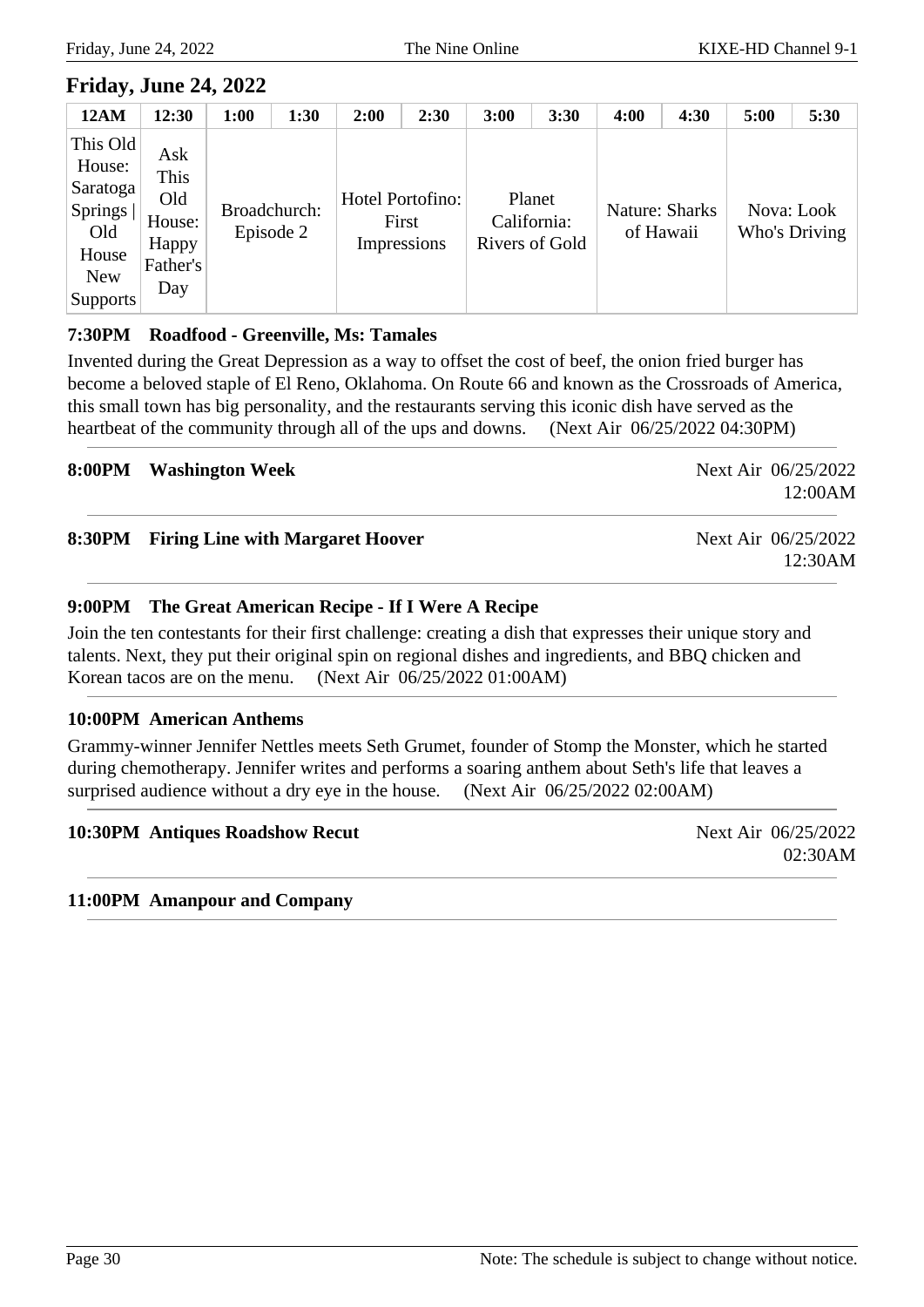## Friday, June 24, 2022

| 12AM | 12:30 | 1:00 | 1:30 | 2:00 | 2:30 | 3:00 | 3:30 | 4:00 | 4:30 | 5:00 | 5:30 |
|---|---|---|---|---|---|---|---|---|---|---|---|
| This Old House: Saratoga Springs \| Old House New Supports | Ask This Old House: Happy Father's Day | Broadchurch: Episode 2 | | Hotel Portofino: First Impressions | | Planet California: Rivers of Gold | | Nature: Sharks of Hawaii | | Nova: Look Who's Driving | |

**7:30PM Roadfood - Greenville, Ms: Tamales**

Invented during the Great Depression as a way to offset the cost of beef, the onion fried burger has become a beloved staple of El Reno, Oklahoma. On Route 66 and known as the Crossroads of America, this small town has big personality, and the restaurants serving this iconic dish have served as the heartbeat of the community through all of the ups and downs. (Next Air 06/25/2022 04:30PM)

**8:00PM Washington Week**

Next Air 06/25/2022 12:00AM

**8:30PM Firing Line with Margaret Hoover**

Next Air 06/25/2022 12:30AM

**9:00PM The Great American Recipe - If I Were A Recipe**

Join the ten contestants for their first challenge: creating a dish that expresses their unique story and talents. Next, they put their original spin on regional dishes and ingredients, and BBQ chicken and Korean tacos are on the menu. (Next Air 06/25/2022 01:00AM)

**10:00PM American Anthems**

Grammy-winner Jennifer Nettles meets Seth Grumet, founder of Stomp the Monster, which he started during chemotherapy. Jennifer writes and performs a soaring anthem about Seth's life that leaves a surprised audience without a dry eye in the house. (Next Air 06/25/2022 02:00AM)

**10:30PM Antiques Roadshow Recut**

Next Air 06/25/2022 02:30AM

**11:00PM Amanpour and Company**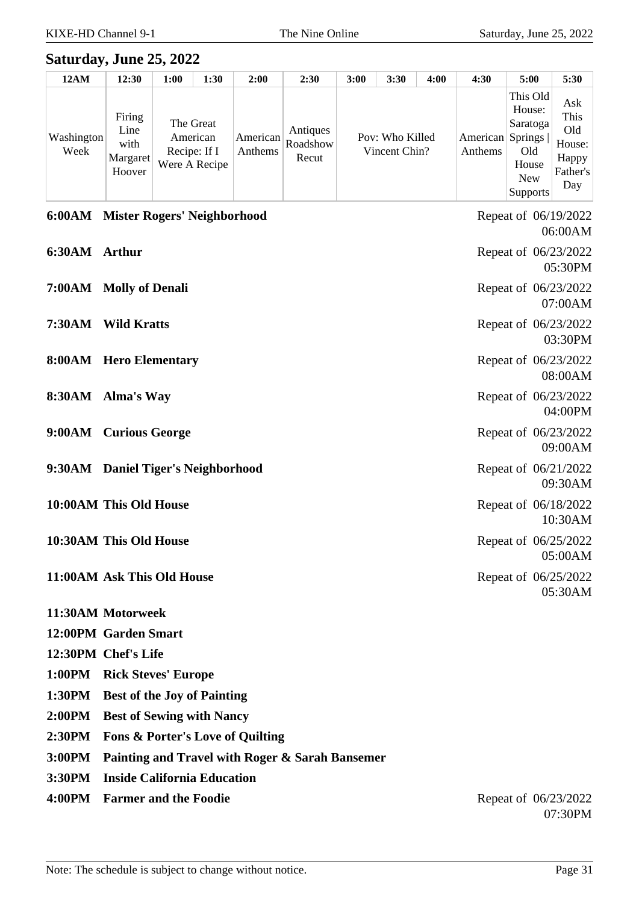## Saturday, June 25, 2022

| 12AM | 12:30 | 1:00 | 1:30 | 2:00 | 2:30 | 3:00 | 3:30 | 4:00 | 4:30 | 5:00 | 5:30 |
|---|---|---|---|---|---|---|---|---|---|---|---|
| Washington Week | Firing Line with Margaret Hoover | The Great American Recipe: If I Were A Recipe | | American Anthems | Antiques Roadshow Recut | Pov: Who Killed Vincent Chin? | | | American Anthems | This Old House: Saratoga Springs \| Old House New Supports | Ask This Old House: Happy Father's Day |

**6:00AM Mister Rogers' Neighborhood** — Repeat of 06/19/2022 06:00AM

**6:30AM Arthur** — Repeat of 06/23/2022 05:30PM

**7:00AM Molly of Denali** — Repeat of 06/23/2022 07:00AM

**7:30AM Wild Kratts** — Repeat of 06/23/2022 03:30PM

**8:00AM Hero Elementary** — Repeat of 06/23/2022 08:00AM

**8:30AM Alma's Way** — Repeat of 06/23/2022 04:00PM

**9:00AM Curious George** — Repeat of 06/23/2022 09:00AM

**9:30AM Daniel Tiger's Neighborhood** — Repeat of 06/21/2022 09:30AM

**10:00AM This Old House** — Repeat of 06/18/2022 10:30AM

**10:30AM This Old House** — Repeat of 06/25/2022 05:00AM

**11:00AM Ask This Old House** — Repeat of 06/25/2022 05:30AM

**11:30AM Motorweek**

**12:00PM Garden Smart**

**12:30PM Chef's Life**

**1:00PM Rick Steves' Europe**

**1:30PM Best of the Joy of Painting**

**2:00PM Best of Sewing with Nancy**

**2:30PM Fons & Porter's Love of Quilting**

**3:00PM Painting and Travel with Roger & Sarah Bansemer**

**3:30PM Inside California Education**

**4:00PM Farmer and the Foodie** — Repeat of 06/23/2022 07:30PM

Note: The schedule is subject to change without notice.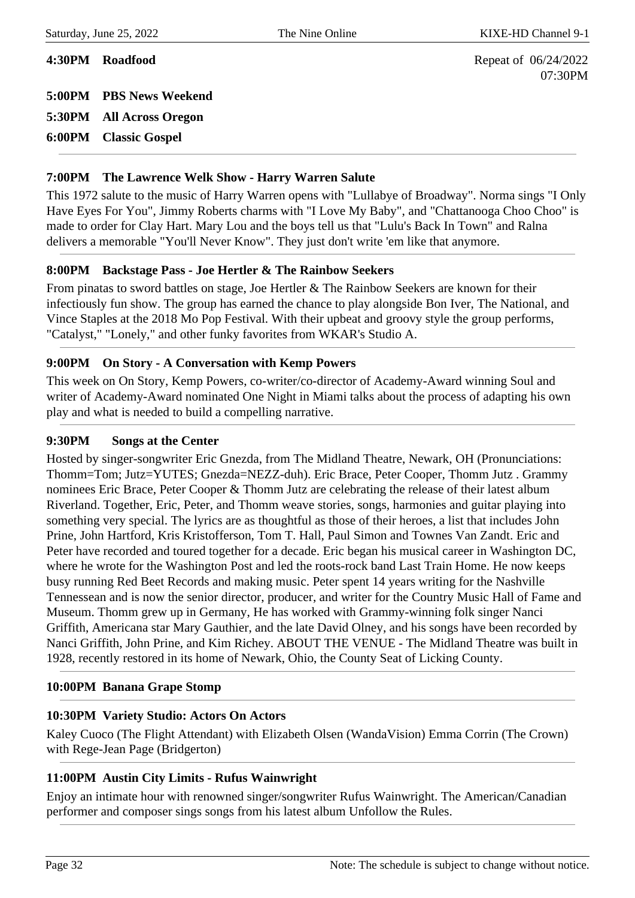**4:30PM Roadfood** Repeat of 06/24/2022 07:30PM

**5:00PM PBS News Weekend**

**5:30PM All Across Oregon**

**6:00PM Classic Gospel**

---

**7:00PM The Lawrence Welk Show - Harry Warren Salute**

This 1972 salute to the music of Harry Warren opens with "Lullabye of Broadway". Norma sings "I Only Have Eyes For You", Jimmy Roberts charms with "I Love My Baby", and "Chattanooga Choo Choo" is made to order for Clay Hart. Mary Lou and the boys tell us that "Lulu's Back In Town" and Ralna delivers a memorable "You'll Never Know". They just don't write 'em like that anymore.

---

**8:00PM Backstage Pass - Joe Hertler & The Rainbow Seekers**

From pinatas to sword battles on stage, Joe Hertler & The Rainbow Seekers are known for their infectiously fun show. The group has earned the chance to play alongside Bon Iver, The National, and Vince Staples at the 2018 Mo Pop Festival. With their upbeat and groovy style the group performs, "Catalyst," "Lonely," and other funky favorites from WKAR's Studio A.

---

**9:00PM On Story - A Conversation with Kemp Powers**

This week on On Story, Kemp Powers, co-writer/co-director of Academy-Award winning Soul and writer of Academy-Award nominated One Night in Miami talks about the process of adapting his own play and what is needed to build a compelling narrative.

---

**9:30PM Songs at the Center**

Hosted by singer-songwriter Eric Gnezda, from The Midland Theatre, Newark, OH (Pronunciations: Thomm=Tom; Jutz=YUTES; Gnezda=NEZZ-duh). Eric Brace, Peter Cooper, Thomm Jutz . Grammy nominees Eric Brace, Peter Cooper & Thomm Jutz are celebrating the release of their latest album Riverland. Together, Eric, Peter, and Thomm weave stories, songs, harmonies and guitar playing into something very special. The lyrics are as thoughtful as those of their heroes, a list that includes John Prine, John Hartford, Kris Kristofferson, Tom T. Hall, Paul Simon and Townes Van Zandt. Eric and Peter have recorded and toured together for a decade. Eric began his musical career in Washington DC, where he wrote for the Washington Post and led the roots-rock band Last Train Home. He now keeps busy running Red Beet Records and making music. Peter spent 14 years writing for the Nashville Tennessean and is now the senior director, producer, and writer for the Country Music Hall of Fame and Museum. Thomm grew up in Germany, He has worked with Grammy-winning folk singer Nanci Griffith, Americana star Mary Gauthier, and the late David Olney, and his songs have been recorded by Nanci Griffith, John Prine, and Kim Richey. ABOUT THE VENUE - The Midland Theatre was built in 1928, recently restored in its home of Newark, Ohio, the County Seat of Licking County.

---

**10:00PM Banana Grape Stomp**

---

**10:30PM Variety Studio: Actors On Actors**

Kaley Cuoco (The Flight Attendant) with Elizabeth Olsen (WandaVision) Emma Corrin (The Crown) with Rege-Jean Page (Bridgerton)

---

**11:00PM Austin City Limits - Rufus Wainwright**

Enjoy an intimate hour with renowned singer/songwriter Rufus Wainwright. The American/Canadian performer and composer sings songs from his latest album Unfollow the Rules.

---

Note: The schedule is subject to change without notice.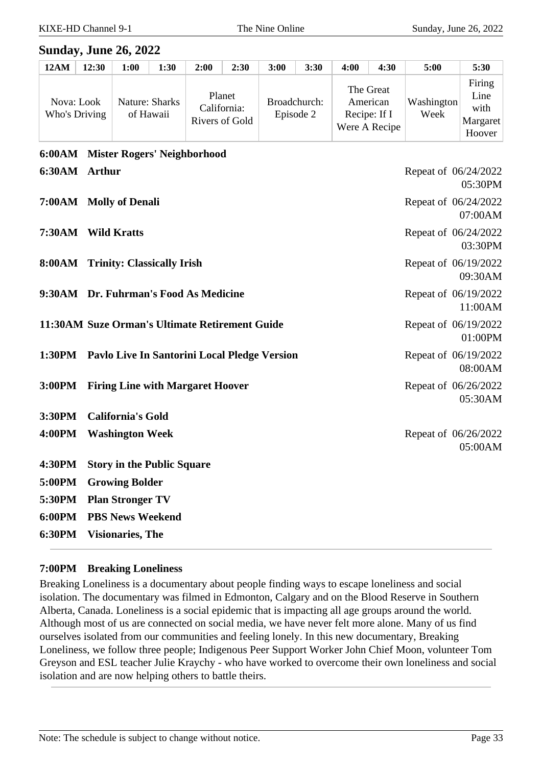## Sunday, June 26, 2022

| 12AM | 12:30 | 1:00 | 1:30 | 2:00 | 2:30 | 3:00 | 3:30 | 4:00 | 4:30 | 5:00 | 5:30 |
|---|---|---|---|---|---|---|---|---|---|---|---|
| Nova: Look Who's Driving | | Nature: Sharks of Hawaii | | Planet California: Rivers of Gold | | Broadchurch: Episode 2 | | The Great American Recipe: If I Were A Recipe | | Washington Week | Firing Line with Margaret Hoover |

**6:00AM Mister Rogers' Neighborhood**

**6:30AM Arthur** — Repeat of 06/24/2022 05:30PM

**7:00AM Molly of Denali** — Repeat of 06/24/2022 07:00AM

**7:30AM Wild Kratts** — Repeat of 06/24/2022 03:30PM

**8:00AM Trinity: Classically Irish** — Repeat of 06/19/2022 09:30AM

**9:30AM Dr. Fuhrman's Food As Medicine** — Repeat of 06/19/2022 11:00AM

**11:30AM Suze Orman's Ultimate Retirement Guide** — Repeat of 06/19/2022 01:00PM

**1:30PM Pavlo Live In Santorini Local Pledge Version** — Repeat of 06/19/2022 08:00AM

**3:00PM Firing Line with Margaret Hoover** — Repeat of 06/26/2022 05:30AM

**3:30PM California's Gold**

**4:00PM Washington Week** — Repeat of 06/26/2022 05:00AM

**4:30PM Story in the Public Square**

**5:00PM Growing Bolder**

**5:30PM Plan Stronger TV**

**6:00PM PBS News Weekend**

**6:30PM Visionaries, The**

---

**7:00PM Breaking Loneliness**

Breaking Loneliness is a documentary about people finding ways to escape loneliness and social isolation. The documentary was filmed in Edmonton, Calgary and on the Blood Reserve in Southern Alberta, Canada. Loneliness is a social epidemic that is impacting all age groups around the world. Although most of us are connected on social media, we have never felt more alone. Many of us find ourselves isolated from our communities and feeling lonely. In this new documentary, Breaking Loneliness, we follow three people; Indigenous Peer Support Worker John Chief Moon, volunteer Tom Greyson and ESL teacher Julie Kraychy - who have worked to overcome their own loneliness and social isolation and are now helping others to battle theirs.

---

Note: The schedule is subject to change without notice.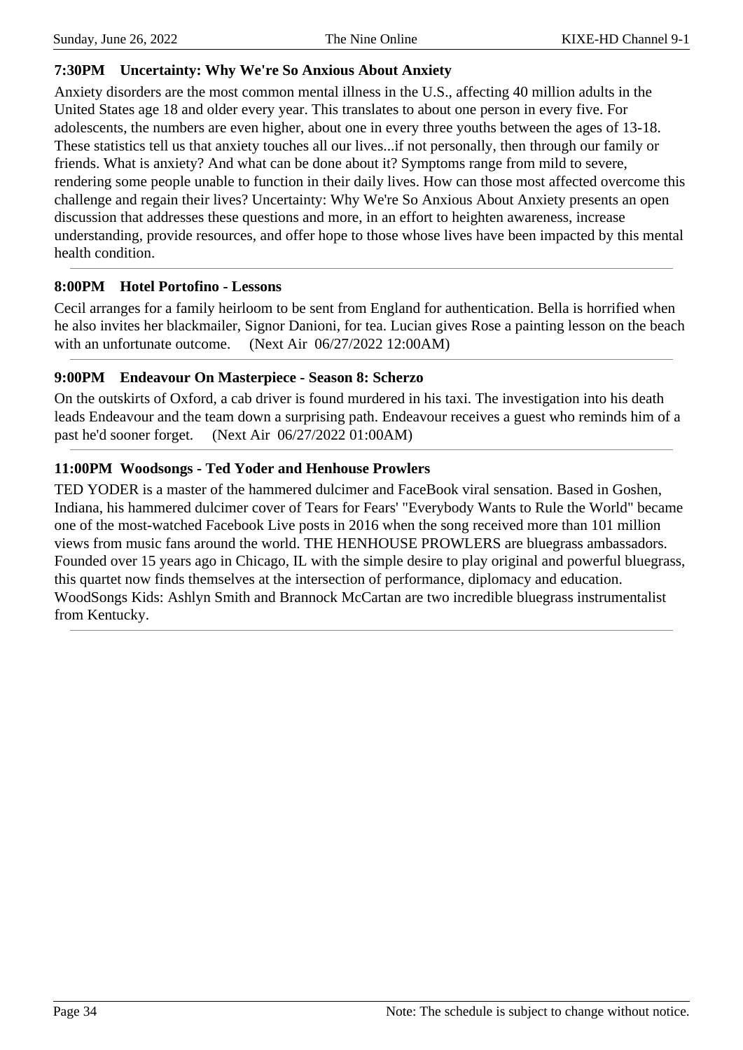### 7:30PM Uncertainty: Why We're So Anxious About Anxiety

Anxiety disorders are the most common mental illness in the U.S., affecting 40 million adults in the United States age 18 and older every year. This translates to about one person in every five. For adolescents, the numbers are even higher, about one in every three youths between the ages of 13-18. These statistics tell us that anxiety touches all our lives...if not personally, then through our family or friends. What is anxiety? And what can be done about it? Symptoms range from mild to severe, rendering some people unable to function in their daily lives. How can those most affected overcome this challenge and regain their lives? Uncertainty: Why We're So Anxious About Anxiety presents an open discussion that addresses these questions and more, in an effort to heighten awareness, increase understanding, provide resources, and offer hope to those whose lives have been impacted by this mental health condition.

---

### 8:00PM Hotel Portofino - Lessons

Cecil arranges for a family heirloom to be sent from England for authentication. Bella is horrified when he also invites her blackmailer, Signor Danioni, for tea. Lucian gives Rose a painting lesson on the beach with an unfortunate outcome. (Next Air 06/27/2022 12:00AM)

---

### 9:00PM Endeavour On Masterpiece - Season 8: Scherzo

On the outskirts of Oxford, a cab driver is found murdered in his taxi. The investigation into his death leads Endeavour and the team down a surprising path. Endeavour receives a guest who reminds him of a past he'd sooner forget. (Next Air 06/27/2022 01:00AM)

---

### 11:00PM Woodsongs - Ted Yoder and Henhouse Prowlers

TED YODER is a master of the hammered dulcimer and FaceBook viral sensation. Based in Goshen, Indiana, his hammered dulcimer cover of Tears for Fears' "Everybody Wants to Rule the World" became one of the most-watched Facebook Live posts in 2016 when the song received more than 101 million views from music fans around the world. THE HENHOUSE PROWLERS are bluegrass ambassadors. Founded over 15 years ago in Chicago, IL with the simple desire to play original and powerful bluegrass, this quartet now finds themselves at the intersection of performance, diplomacy and education. WoodSongs Kids: Ashlyn Smith and Brannock McCartan are two incredible bluegrass instrumentalist from Kentucky.

---

Note: The schedule is subject to change without notice.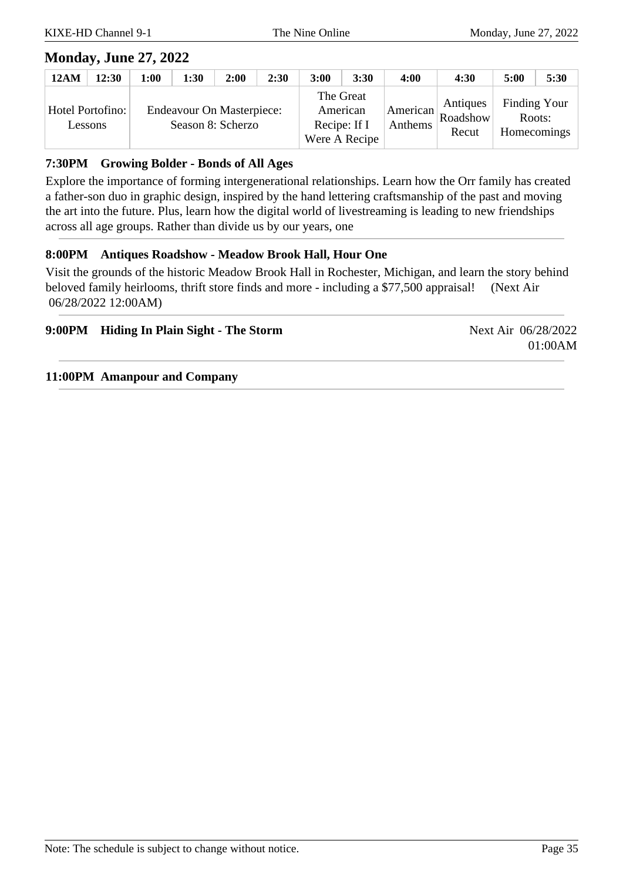## Monday, June 27, 2022

| 12AM | 12:30 | 1:00 | 1:30 | 2:00 | 2:30 | 3:00 | 3:30 | 4:00 | 4:30 | 5:00 | 5:30 |
|---|---|---|---|---|---|---|---|---|---|---|---|
| Hotel Portofino: Lessons | | Endeavour On Masterpiece: Season 8: Scherzo | | | | The Great American Recipe: If I Were A Recipe | | American Anthems | Antiques Roadshow Recut | Finding Your Roots: Homecomings | |

**7:30PM Growing Bolder - Bonds of All Ages**

Explore the importance of forming intergenerational relationships. Learn how the Orr family has created a father-son duo in graphic design, inspired by the hand lettering craftsmanship of the past and moving the art into the future. Plus, learn how the digital world of livestreaming is leading to new friendships across all age groups. Rather than divide us by our years, one

---

**8:00PM Antiques Roadshow - Meadow Brook Hall, Hour One**

Visit the grounds of the historic Meadow Brook Hall in Rochester, Michigan, and learn the story behind beloved family heirlooms, thrift store finds and more - including a $77,500 appraisal! (Next Air 06/28/2022 12:00AM)

---

**9:00PM Hiding In Plain Sight - The Storm** Next Air 06/28/2022 01:00AM

---

**11:00PM Amanpour and Company**

---

Note: The schedule is subject to change without notice.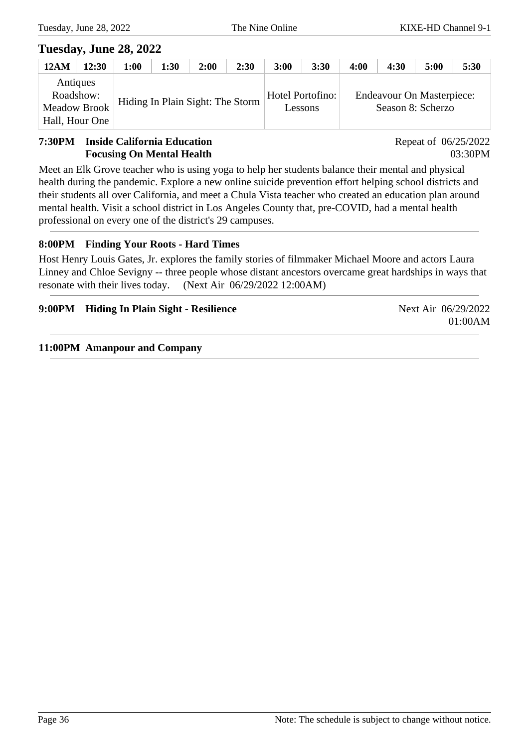## Tuesday, June 28, 2022

| 12AM | 12:30 | 1:00 | 1:30 | 2:00 | 2:30 | 3:00 | 3:30 | 4:00 | 4:30 | 5:00 | 5:30 |
|---|---|---|---|---|---|---|---|---|---|---|---|
| Antiques Roadshow: Meadow Brook Hall, Hour One | | Hiding In Plain Sight: The Storm | | | | Hotel Portofino: Lessons | | Endeavour On Masterpiece: Season 8: Scherzo | | | |

**7:30PM Inside California Education Focusing On Mental Health**

Repeat of 06/25/2022 03:30PM

Meet an Elk Grove teacher who is using yoga to help her students balance their mental and physical health during the pandemic. Explore a new online suicide prevention effort helping school districts and their students all over California, and meet a Chula Vista teacher who created an education plan around mental health. Visit a school district in Los Angeles County that, pre-COVID, had a mental health professional on every one of the district's 29 campuses.

---

**8:00PM Finding Your Roots - Hard Times**

Host Henry Louis Gates, Jr. explores the family stories of filmmaker Michael Moore and actors Laura Linney and Chloe Sevigny -- three people whose distant ancestors overcame great hardships in ways that resonate with their lives today. (Next Air 06/29/2022 12:00AM)

---

**9:00PM Hiding In Plain Sight - Resilience**

Next Air 06/29/2022 01:00AM

---

**11:00PM Amanpour and Company**

---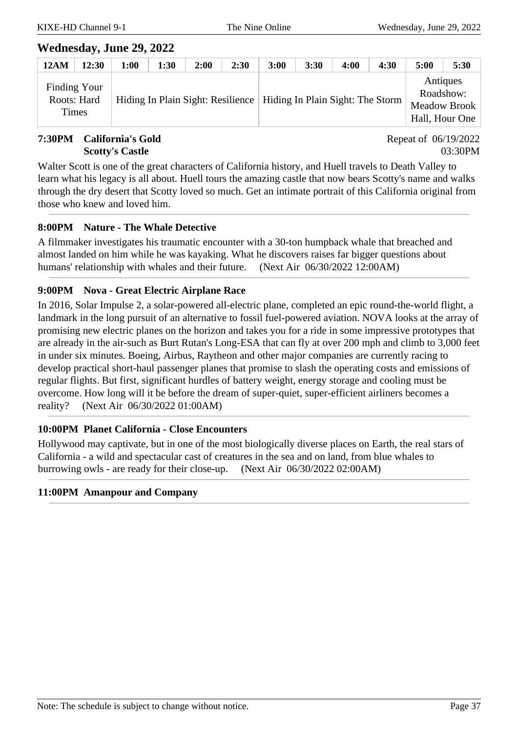## Wednesday, June 29, 2022

| 12AM | 12:30 | 1:00 | 1:30 | 2:00 | 2:30 | 3:00 | 3:30 | 4:00 | 4:30 | 5:00 | 5:30 |
|---|---|---|---|---|---|---|---|---|---|---|---|
| Finding Your Roots: Hard Times | | Hiding In Plain Sight: Resilience | | | | Hiding In Plain Sight: The Storm | | | | Antiques Roadshow: Meadow Brook Hall, Hour One | |

**7:30PM California's Gold**
**Scotty's Castle**

Repeat of 06/19/2022 03:30PM

Walter Scott is one of the great characters of California history, and Huell travels to Death Valley to learn what his legacy is all about. Huell tours the amazing castle that now bears Scotty's name and walks through the dry desert that Scotty loved so much. Get an intimate portrait of this California original from those who knew and loved him.

---

**8:00PM Nature - The Whale Detective**

A filmmaker investigates his traumatic encounter with a 30-ton humpback whale that breached and almost landed on him while he was kayaking. What he discovers raises far bigger questions about humans' relationship with whales and their future. (Next Air 06/30/2022 12:00AM)

---

**9:00PM Nova - Great Electric Airplane Race**

In 2016, Solar Impulse 2, a solar-powered all-electric plane, completed an epic round-the-world flight, a landmark in the long pursuit of an alternative to fossil fuel-powered aviation. NOVA looks at the array of promising new electric planes on the horizon and takes you for a ride in some impressive prototypes that are already in the air-such as Burt Rutan's Long-ESA that can fly at over 200 mph and climb to 3,000 feet in under six minutes. Boeing, Airbus, Raytheon and other major companies are currently racing to develop practical short-haul passenger planes that promise to slash the operating costs and emissions of regular flights. But first, significant hurdles of battery weight, energy storage and cooling must be overcome. How long will it be before the dream of super-quiet, super-efficient airliners becomes a reality? (Next Air 06/30/2022 01:00AM)

---

**10:00PM Planet California - Close Encounters**

Hollywood may captivate, but in one of the most biologically diverse places on Earth, the real stars of California - a wild and spectacular cast of creatures in the sea and on land, from blue whales to burrowing owls - are ready for their close-up. (Next Air 06/30/2022 02:00AM)

---

**11:00PM Amanpour and Company**

---

Note: The schedule is subject to change without notice.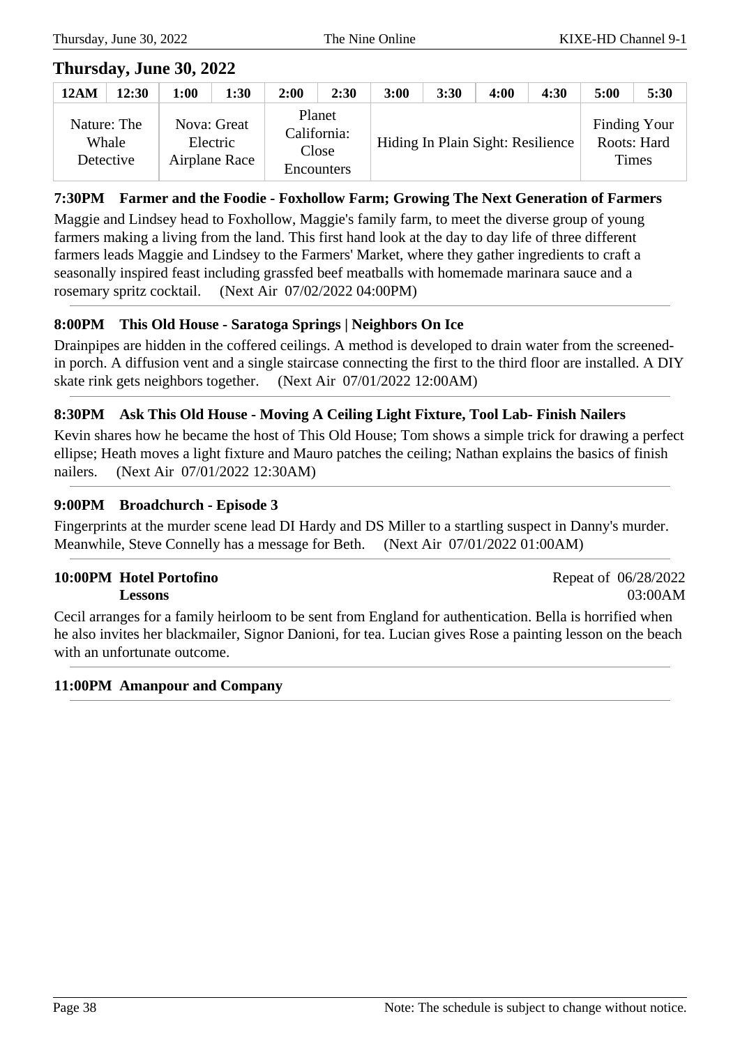## Thursday, June 30, 2022

| 12AM | 12:30 | 1:00 | 1:30 | 2:00 | 2:30 | 3:00 | 3:30 | 4:00 | 4:30 | 5:00 | 5:30 |
|---|---|---|---|---|---|---|---|---|---|---|---|
| Nature: The Whale Detective | | Nova: Great Electric Airplane Race | | Planet California: Close Encounters | | Hiding In Plain Sight: Resilience | | | | Finding Your Roots: Hard Times | |

**7:30PM Farmer and the Foodie - Foxhollow Farm; Growing The Next Generation of Farmers**

Maggie and Lindsey head to Foxhollow, Maggie's family farm, to meet the diverse group of young farmers making a living from the land. This first hand look at the day to day life of three different farmers leads Maggie and Lindsey to the Farmers' Market, where they gather ingredients to craft a seasonally inspired feast including grassfed beef meatballs with homemade marinara sauce and a rosemary spritz cocktail. (Next Air 07/02/2022 04:00PM)

**8:00PM This Old House - Saratoga Springs | Neighbors On Ice**

Drainpipes are hidden in the coffered ceilings. A method is developed to drain water from the screened-in porch. A diffusion vent and a single staircase connecting the first to the third floor are installed. A DIY skate rink gets neighbors together. (Next Air 07/01/2022 12:00AM)

**8:30PM Ask This Old House - Moving A Ceiling Light Fixture, Tool Lab- Finish Nailers**

Kevin shares how he became the host of This Old House; Tom shows a simple trick for drawing a perfect ellipse; Heath moves a light fixture and Mauro patches the ceiling; Nathan explains the basics of finish nailers. (Next Air 07/01/2022 12:30AM)

**9:00PM Broadchurch - Episode 3**

Fingerprints at the murder scene lead DI Hardy and DS Miller to a startling suspect in Danny's murder. Meanwhile, Steve Connelly has a message for Beth. (Next Air 07/01/2022 01:00AM)

**10:00PM Hotel Portofino**
**Lessons**

Repeat of 06/28/2022 03:00AM

Cecil arranges for a family heirloom to be sent from England for authentication. Bella is horrified when he also invites her blackmailer, Signor Danioni, for tea. Lucian gives Rose a painting lesson on the beach with an unfortunate outcome.

**11:00PM Amanpour and Company**

Note: The schedule is subject to change without notice.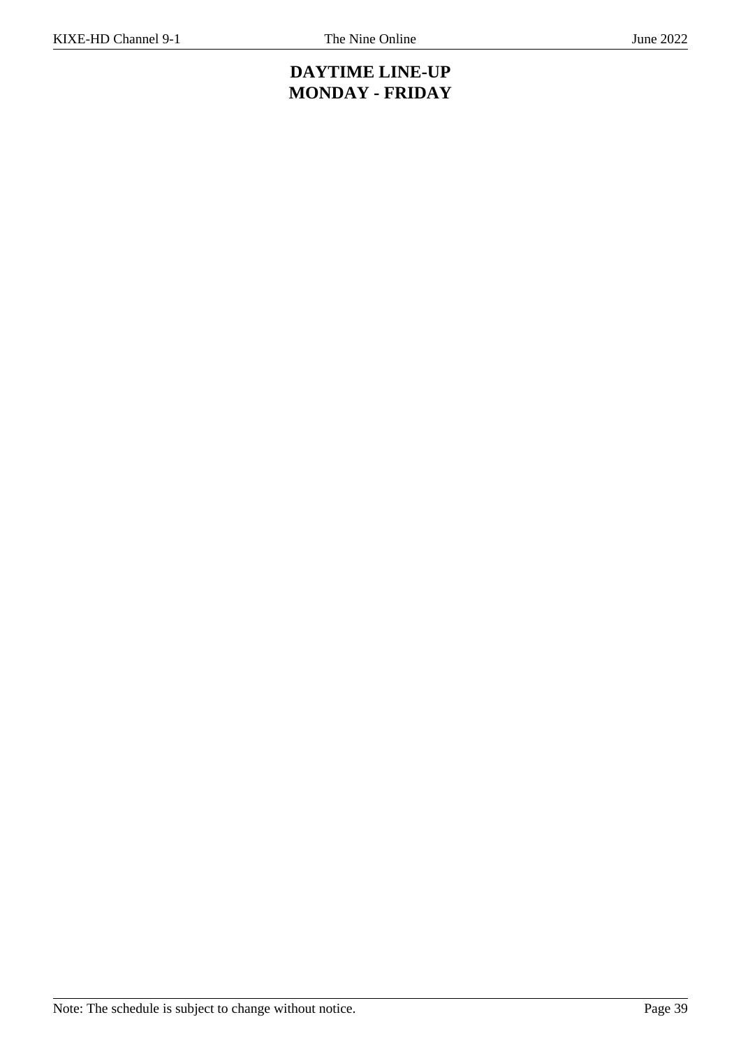# DAYTIME LINE-UP
# MONDAY - FRIDAY